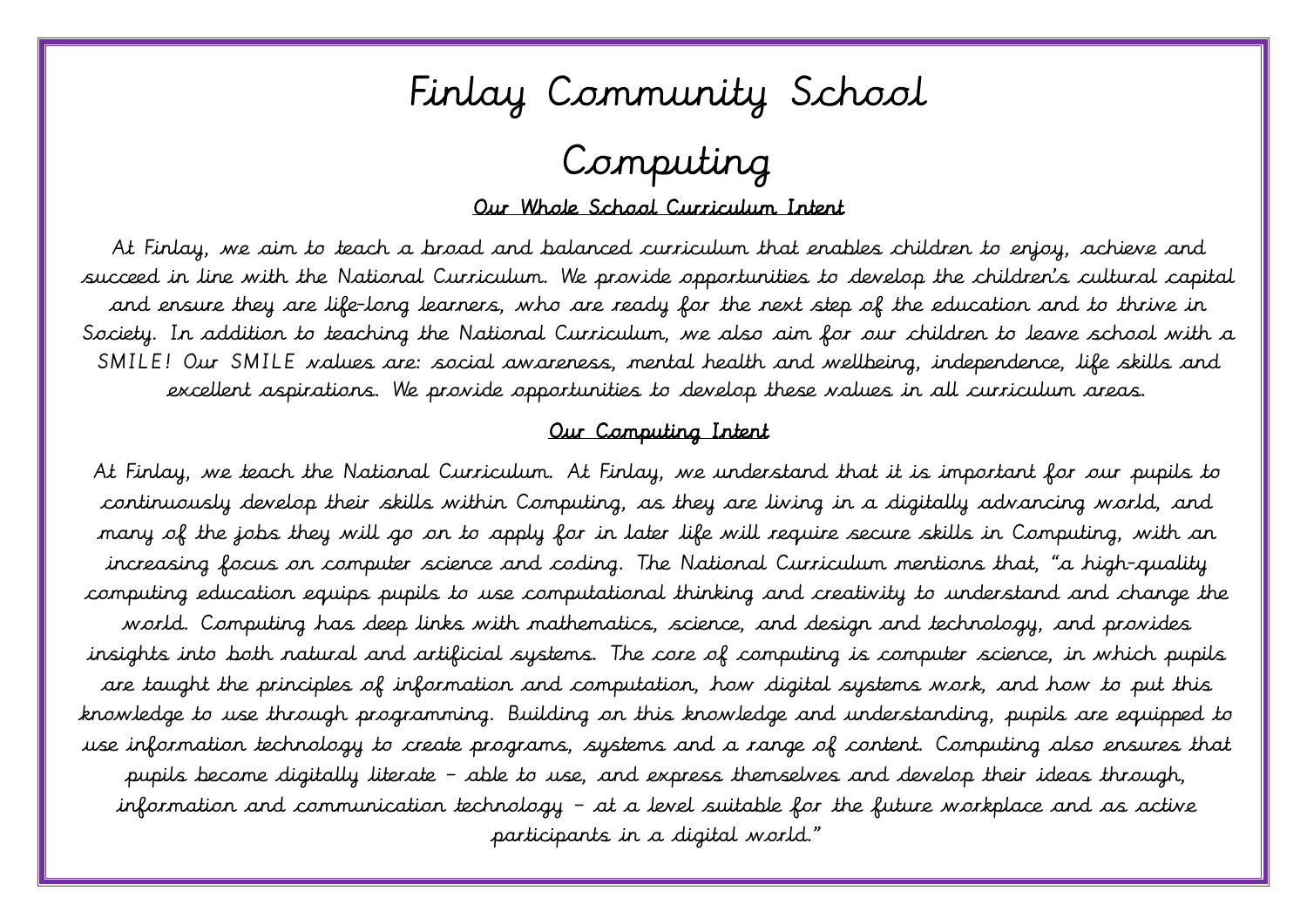# Finlay Community School

# Computing

## Our Whole School Curriculum Intent

At Finlay, we aim to teach a broad and balanced curriculum that enables children to enjoy, achieve and succeed in line with the National Curriculum. We provide opportunities to develop the children's cultural capital and ensure they are life-long learners, who are ready for the next step of the education and to thrive in Society. In addition to teaching the National Curriculum, we also aim for our children to leave school with a SMILE! Our SMILE values are: social awareness, mental health and wellbeing, independence, life skills and excellent aspirations. We provide opportunities to develop these values in all curriculum areas.

## Our Computing Intent

At Finlay, we teach the National Curriculum. At Finlay, we understand that it is important for our pupils to continuously develop their skills within Computing, as they are living in a digitally advancing world, and many of the jobs they will go on to apply for in later life will require secure skills in Computing, with an increasing focus on computer science and coding. The National Curriculum mentions that, "a high-quality computing education equips pupils to use computational thinking and creativity to understand and change the world. Computing has deep links with mathematics, science, and design and technology, and provides insights into both natural and artificial systems. The core of computing is computer science, in which pupils are taught the principles of information and computation, how digital systems work, and how to put this knowledge to use through programming. Building on this knowledge and understanding, pupils are equipped to use information technology to create programs, systems and a range of content. Computing also ensures that pupils become digitally literate – able to use, and express themselves and develop their ideas through, information and communication technology – at a level suitable for the future workplace and as active participants in a digital world."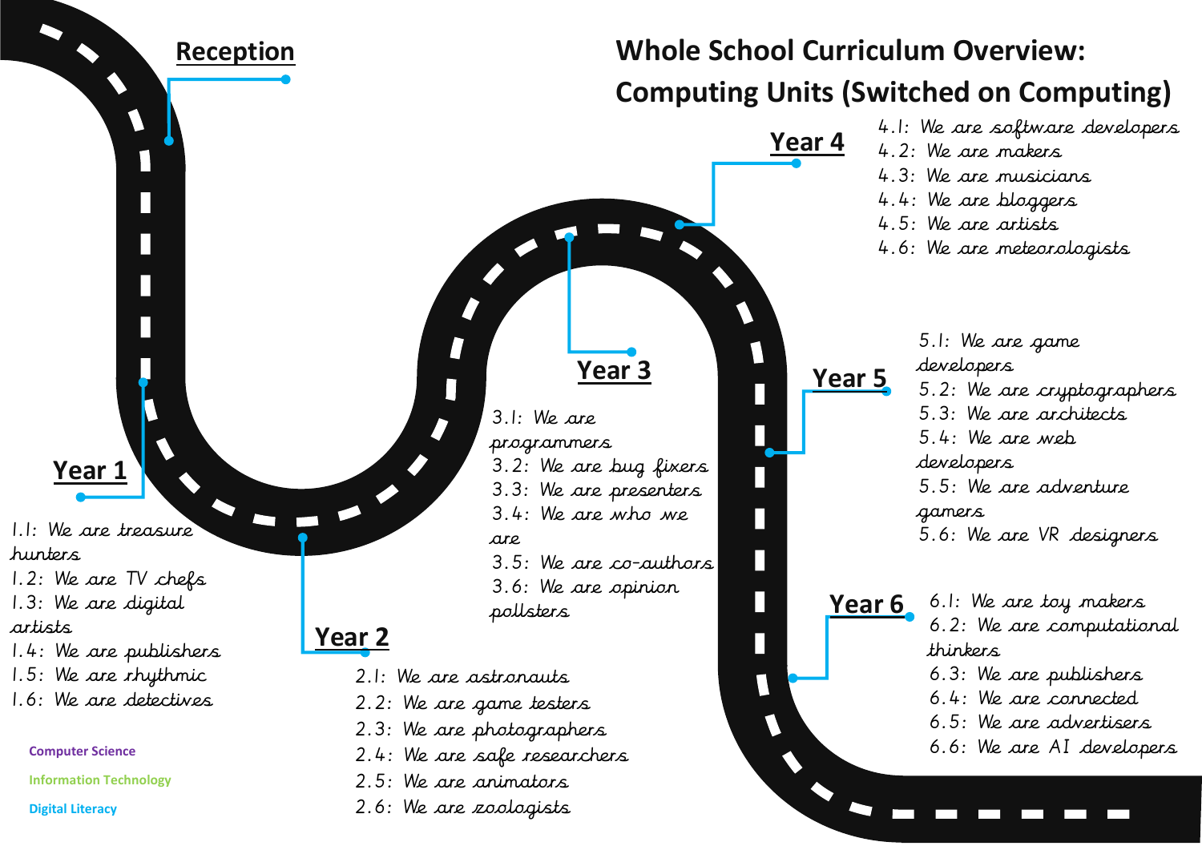# Whole School Curriculum Overview: Computing Units (Switched on Computing)

## Reception

## Year 1

- 1.1: We are treasure hunters
- 1.2: We are TV chefs
- 1.3: We are digital artists
- 1.4: We are publishers
- 1.5: We are rhythmic
- 1.6: We are detectives

## Year 2

- 2.1: We are astronauts
- 2.2: We are game testers
- 2.3: We are photographers
- 2.4: We are safe researchers
- 2.5: We are animators
- 2.6: We are zoologists

## Year 3

- 3.1: We are programmers
- 3.2: We are bug fixers
- 3.3: We are presenters
- 3.4: We are who we are
- 3.5: We are co-authors
- 3.6: We are opinion pollsters

## Year 4

- 4.1: We are software developers
- 4.2: We are makers
- 4.3: We are musicians
- 4.4: We are bloggers
- 4.5: We are artists
- 4.6: We are meteorologists

## Year 5

- 5.1: We are game developers
- 5.2: We are cryptographers
- 5.3: We are architects
- 5.4: We are web developers
- 5.5: We are adventure gamers
- 5.6: We are VR designers

## Year 6

- 6.1: We are toy makers
- 6.2: We are computational thinkers
- 6.3: We are publishers
- 6.4: We are connected
- 6.5: We are advertisers
- 6.6: We are AI developers

Computer Science

Information Technology

Digital Literacy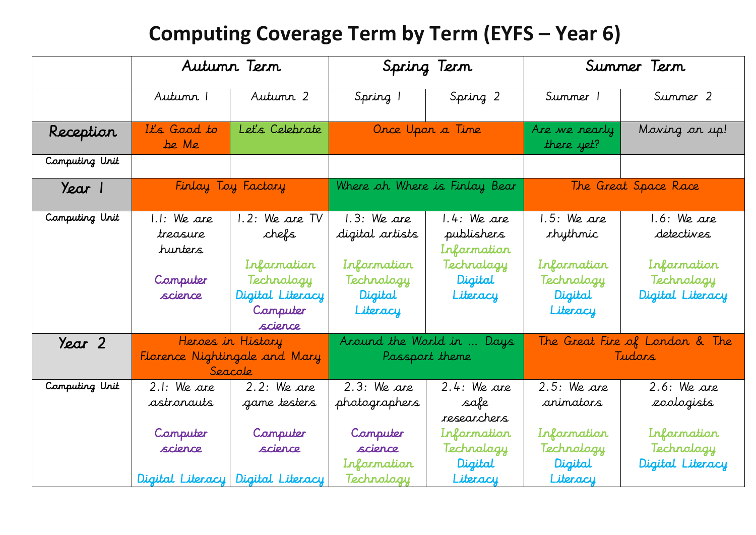# Computing Coverage Term by Term (EYFS – Year 6)

| | Autumn Term | | Spring Term | | Summer Term | |
|---|---|---|---|---|---|---|
| | Autumn 1 | Autumn 2 | Spring 1 | Spring 2 | Summer 1 | Summer 2 |
| **Reception** | It's Good to be Me | Let's Celebrate | Once Upon a Time | | Are we nearly there yet? | Moving on up! |
| Computing Unit | | | | | | |
| **Year 1** | Finlay Toy Factory | | Where oh Where is Finlay Bear | | The Great Space Race | |
| Computing Unit | 1.1: We are treasure hunters<br><br>Computer science | 1.2: We are TV chefs<br><br>Information Technology<br>Digital Literacy<br>Computer science | 1.3: We are digital artists<br><br>Information Technology<br>Digital Literacy | 1.4: We are publishers<br>Information Technology<br>Digital Literacy | 1.5: We are rhythmic<br><br>Information Technology<br>Digital Literacy | 1.6: We are detectives<br><br>Information Technology<br>Digital Literacy |
| **Year 2** | Heroes in History<br>Florence Nightingale and Mary Seacole | | Around the World in … Days<br>Passport theme | | The Great Fire of London & The Tudors | |
| Computing Unit | 2.1: We are astronauts<br><br>Computer science<br><br>Digital Literacy | 2.2: We are game testers<br><br>Computer science<br><br>Digital Literacy | 2.3: We are photographers<br><br>Computer science<br>Information Technology | 2.4: We are safe researchers<br>Information Technology<br>Digital Literacy | 2.5: We are animators<br><br>Information Technology<br>Digital Literacy | 2.6: We are zoologists<br><br>Information Technology<br>Digital Literacy |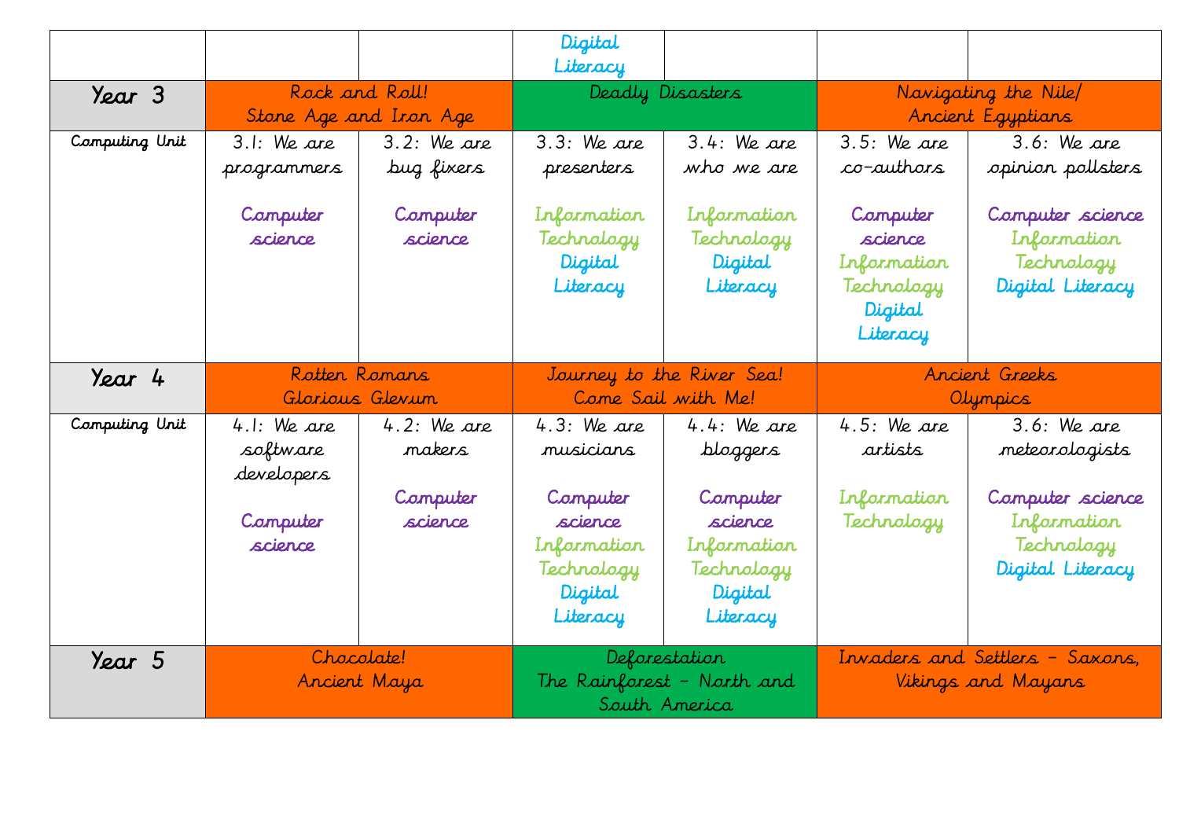| | | | | | | |
|---|---|---|---|---|---|---|
| | | | Digital Literacy | | | |
| **Year 3** | Rock and Roll! Stone Age and Iron Age | | Deadly Disasters | | Navigating the Nile/ Ancient Egyptians | |
| Computing Unit | 3.1: We are programmers<br><br>Computer science | 3.2: We are bug fixers<br><br>Computer science | 3.3: We are presenters<br><br>Information Technology<br>Digital Literacy | 3.4: We are who we are<br><br>Information Technology<br>Digital Literacy | 3.5: We are co-authors<br><br>Computer science<br>Information Technology<br>Digital Literacy | 3.6: We are opinion pollsters<br><br>Computer science<br>Information Technology<br>Digital Literacy |
| **Year 4** | Rotten Romans Glorious Glevum | | Journey to the River Sea! Come Sail with Me! | | Ancient Greeks Olympics | |
| Computing Unit | 4.1: We are software developers<br><br>Computer science | 4.2: We are makers<br><br>Computer science | 4.3: We are musicians<br><br>Computer science<br>Information Technology<br>Digital Literacy | 4.4: We are bloggers<br><br>Computer science<br>Information Technology<br>Digital Literacy | 4.5: We are artists<br><br>Information Technology | 3.6: We are meteorologists<br><br>Computer science<br>Information Technology<br>Digital Literacy |
| **Year 5** | Chocolate! Ancient Maya | | Deforestation The Rainforest – North and South America | | Invaders and Settlers – Saxons, Vikings and Mayans | |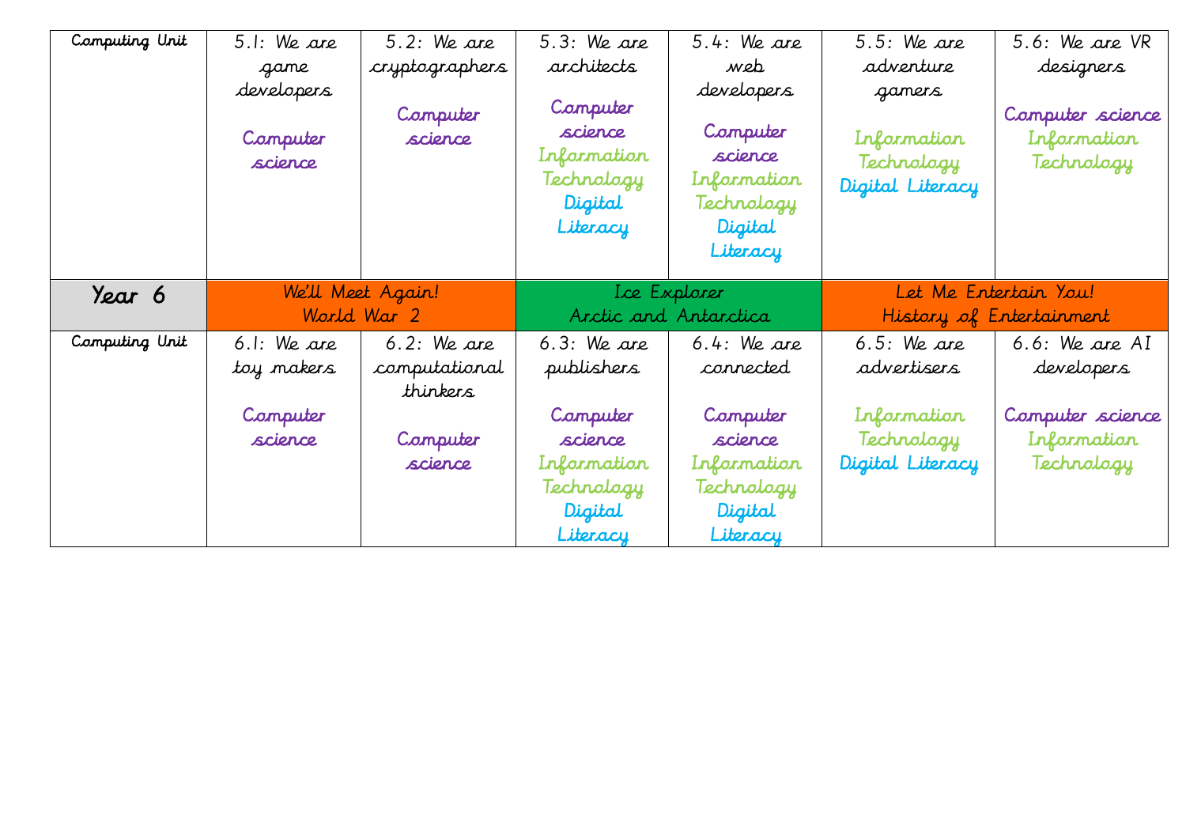| Computing Unit | 5.1: We are game developers<br><br>Computer science | 5.2: We are cryptographers<br><br>Computer science | 5.3: We are architects<br><br>Computer science<br>Information Technology<br>Digital Literacy | 5.4: We are web developers<br><br>Computer science<br>Information Technology<br>Digital Literacy | 5.5: We are adventure gamers<br><br>Information Technology<br>Digital Literacy | 5.6: We are VR designers<br><br>Computer science<br>Information Technology |
|---|---|---|---|---|---|---|
| **Year 6** | We'll Meet Again!<br>World War 2 | | Ice Explorer<br>Arctic and Antarctica | | Let Me Entertain You!<br>History of Entertainment | |
| Computing Unit | 6.1: We are toy makers<br><br>Computer science | 6.2: We are computational thinkers<br><br>Computer science | 6.3: We are publishers<br><br>Computer science<br>Information Technology<br>Digital Literacy | 6.4: We are connected<br><br>Computer science<br>Information Technology<br>Digital Literacy | 6.5: We are advertisers<br><br>Information Technology<br>Digital Literacy | 6.6: We are AI developers<br><br>Computer science<br>Information Technology |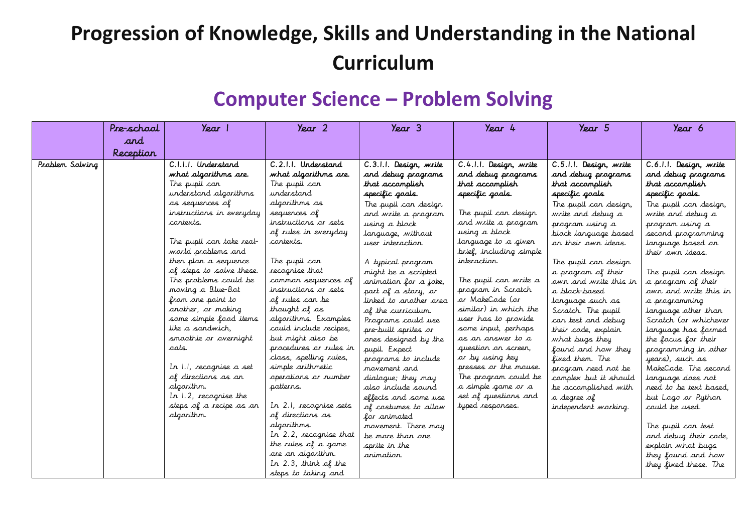# Progression of Knowledge, Skills and Understanding in the National Curriculum

## Computer Science – Problem Solving

| | Pre-school and Reception | Year 1 | Year 2 | Year 3 | Year 4 | Year 5 | Year 6 |
|---|---|---|---|---|---|---|---|
| Problem Solving | | C.1.1.1. <u>Understand what algorithms are.</u><br>The pupil can understand algorithms as sequences of instructions in everyday contexts.<br><br>The pupil can take real-world problems and then plan a sequence of steps to solve these. The problems could be moving a Blue-Bot from one point to another, or making some simple food items like a sandwich, smoothie or overnight oats.<br><br>In 1.1, recognise a set of directions as an algorithm.<br>In 1.2, recognise the steps of a recipe as an algorithm. | C.2.1.1. <u>Understand what algorithms are.</u><br>The pupil can understand algorithms as sequences of instructions or sets of rules in everyday contexts.<br><br>The pupil can recognise that common sequences of instructions or sets of rules can be thought of as algorithms. Examples could include recipes, but might also be procedures or rules in class, spelling rules, simple arithmetic operations or number patterns.<br><br>In 2.1, recognise sets of directions as algorithms.<br>In 2.2, recognise that the rules of a game are an algorithm.<br>In 2.3, think of the steps to taking and | C.3.1.1. <u>Design, write and debug programs that accomplish specific goals.</u><br>The pupil can design and write a program using a block language, without user interaction.<br><br>A typical program might be a scripted animation for a joke, part of a story, or linked to another area of the curriculum. Programs could use pre-built sprites or ones designed by the pupil. Expect programs to include movement and dialogue; they may also include sound effects and some use of costumes to allow for animated movement. There may be more than one sprite in the animation. | C.4.1.1. <u>Design, write and debug programs that accomplish specific goals.</u><br><br>The pupil can design and write a program using a block language to a given brief, including simple interaction.<br><br>The pupil can write a program in Scratch or MakeCode (or similar) in which the user has to provide some input, perhaps as an answer to a question on screen, or by using key presses or the mouse. The program could be a simple game or a set of questions and typed responses. | C.5.1.1. <u>Design, write and debug programs that accomplish specific goals</u><br>The pupil can design, write and debug a program using a block language based on their own ideas.<br><br>The pupil can design a program of their own and write this in a block-based language such as Scratch. The pupil can test and debug their code, explain what bugs they found and how they fixed them. The program need not be complex but it should be accomplished with a degree of independent working. | C.6.1.1. <u>Design, write and debug programs that accomplish specific goals.</u><br>The pupil can design, write and debug a program using a second programming language based on their own ideas.<br><br>The pupil can design a program of their own and write this in a programming language other than Scratch (or whichever language has formed the focus for their programming in other years), such as MakeCode. The second language does not need to be text based, but Logo or Python could be used.<br><br>The pupil can test and debug their code, explain what bugs they found and how they fixed these. The |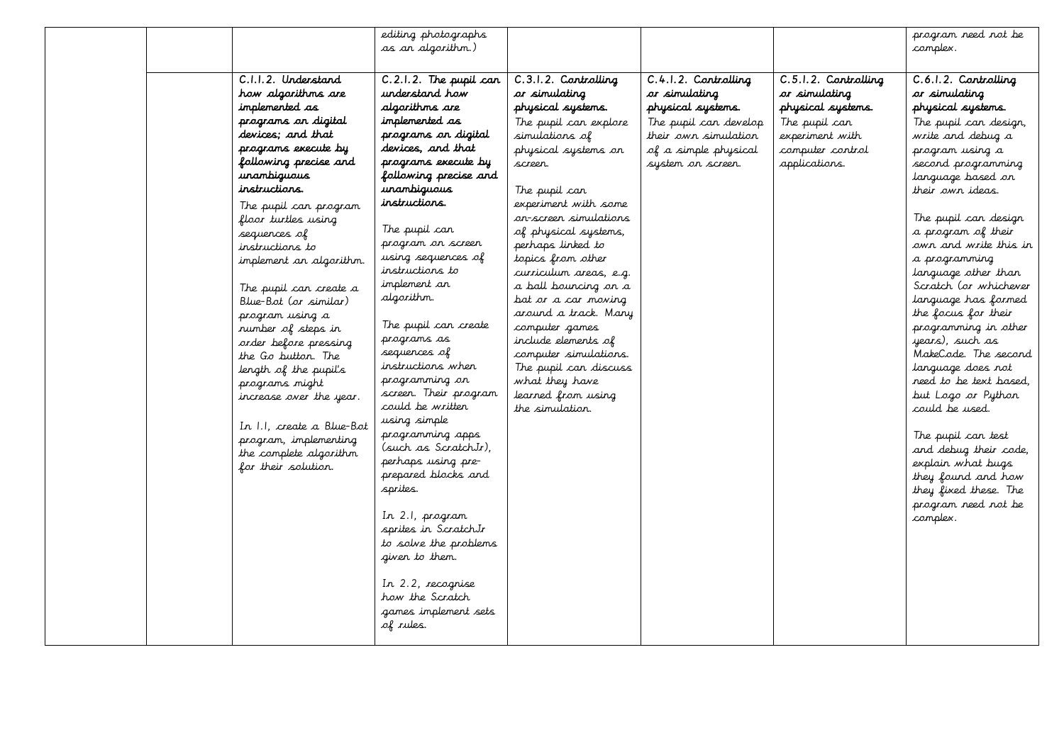| | | | | | | | |
|---|---|---|---|---|---|---|---|
| | | | editing photographs as an algorithm.) | | | | program need not be complex. |
| | | **C.1.1.2. Understand how algorithms are implemented as programs on digital devices; and that programs execute by following precise and unambiguous instructions.** The pupil can program floor turtles using sequences of instructions to implement an algorithm. The pupil can create a Blue-Bot (or similar) program using a number of steps in order before pressing the Go button. The length of the pupil's programs might increase over the year. In 1.1, create a Blue-Bot program, implementing the complete algorithm for their solution. | **C.2.1.2. The pupil can understand how algorithms are implemented as programs on digital devices, and that programs execute by following precise and unambiguous instructions.** The pupil can program on screen using sequences of instructions to implement an algorithm. The pupil can create programs as sequences of instructions when programming on screen. Their program could be written using simple programming apps (such as ScratchJr), perhaps using pre-prepared blocks and sprites. In 2.1, program sprites in ScratchJr to solve the problems given to them. In 2.2, recognise how the Scratch games implement sets of rules. | **C.3.1.2. Controlling or simulating physical systems.** The pupil can explore simulations of physical systems on screen. The pupil can experiment with some on-screen simulations of physical systems, perhaps linked to topics from other curriculum areas, e.g. a ball bouncing on a bat or a car moving around a track. Many computer games include elements of computer simulations. The pupil can discuss what they have learned from using the simulation. | **C.4.1.2. Controlling or simulating physical systems.** The pupil can develop their own simulation of a simple physical system on screen. | **C.5.1.2. Controlling or simulating physical systems.** The pupil can experiment with computer control applications. | **C.6.1.2. Controlling or simulating physical systems.** The pupil can design, write and debug a program using a second programming language based on their own ideas. The pupil can design a program of their own and write this in a programming language other than Scratch (or whichever language has formed the focus for their programming in other years), such as MakeCode. The second language does not need to be text based, but Logo or Python could be used. The pupil can test and debug their code, explain what bugs they found and how they fixed these. The program need not be complex. |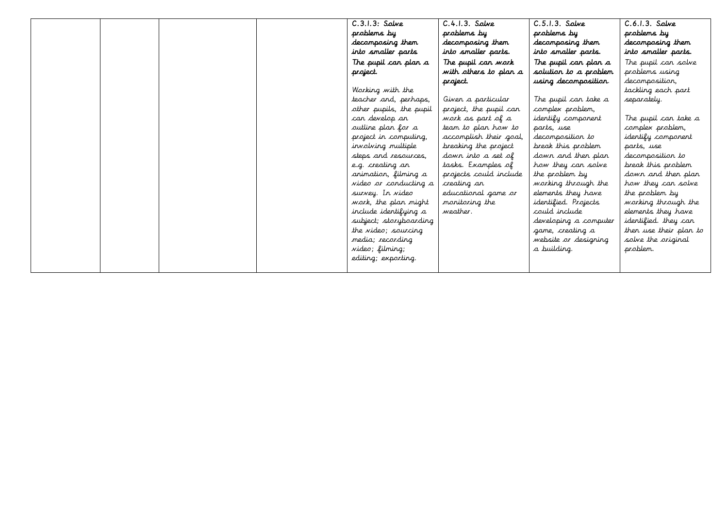|  |  |  |  | **C.3.1.3: Solve problems by decomposing them into smaller parts**<br>**The pupil can plan a project.**<br><br>Working with the teacher and, perhaps, other pupils, the pupil can develop an outline plan for a project in computing, involving multiple steps and resources, e.g. creating an animation, filming a video or conducting a survey. In video work, the plan might include identifying a subject; storyboarding the video; sourcing media; recording video; filming; editing; exporting. | **C.4.1.3. Solve problems by decomposing them into smaller parts.**<br>**The pupil can work with others to plan a project.**<br><br>Given a particular project, the pupil can work as part of a team to plan how to accomplish their goal, breaking the project down into a set of tasks. Examples of projects could include creating an educational game or monitoring the weather. | **C.5.1.3. Solve problems by decomposing them into smaller parts.**<br>**The pupil can plan a solution to a problem using decomposition.**<br><br>The pupil can take a complex problem, identify component parts, use decomposition to break this problem down and then plan how they can solve the problem by working through the elements they have identified. Projects could include developing a computer game, creating a website or designing a building. | **C.6.1.3. Solve problems by decomposing them into smaller parts.**<br>The pupil can solve problems using decomposition, tackling each part separately.<br><br>The pupil can take a complex problem, identify component parts, use decomposition to break this problem down and then plan how they can solve the problem by working through the elements they have identified. they can then use their plan to solve the original problem. |
|---|---|---|---|---|---|---|---|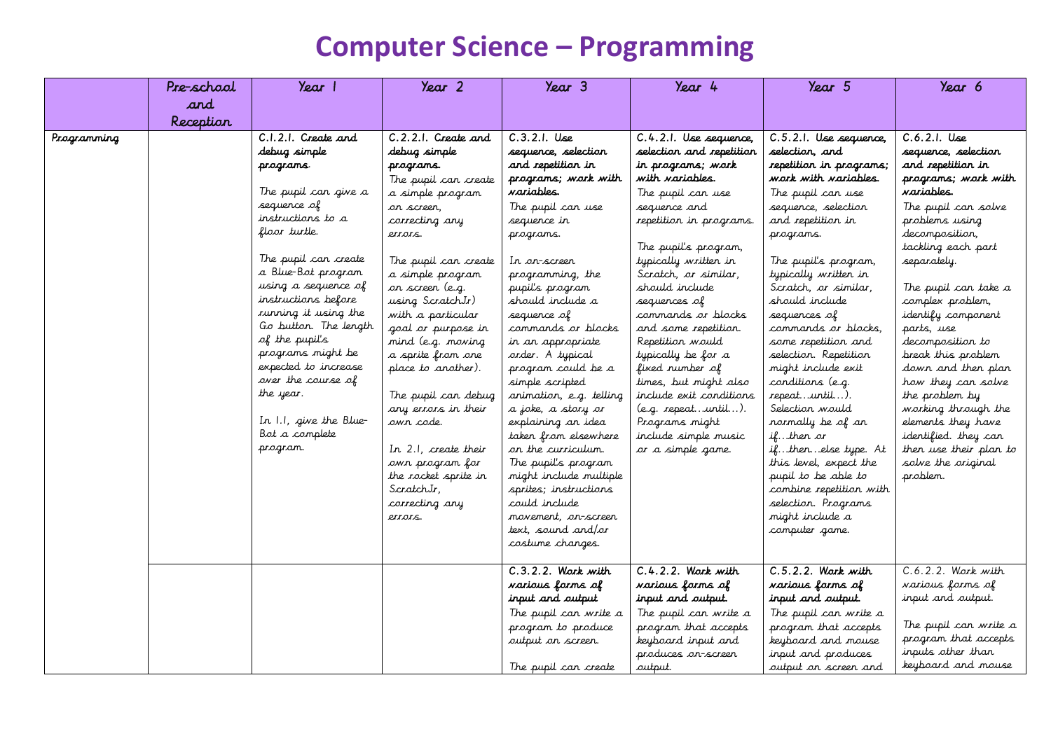# Computer Science – Programming

| | Pre-school and Reception | Year 1 | Year 2 | Year 3 | Year 4 | Year 5 | Year 6 |
|---|---|---|---|---|---|---|---|
| Programming | | **C.1.2.1. Create and debug simple programs.**<br><br>The pupil can give a sequence of instructions to a floor turtle.<br><br>The pupil can create a Blue-Bot program using a sequence of instructions before running it using the Go button. The length of the pupil's programs might be expected to increase over the course of the year.<br><br>In 1.1, give the Blue-Bot a complete program. | **C.2.2.1. Create and debug simple programs.**<br>The pupil can create a simple program on screen, correcting any errors.<br><br>The pupil can create a simple program on screen (e.g. using ScratchJr) with a particular goal or purpose in mind (e.g. moving a sprite from one place to another).<br><br>The pupil can debug any errors in their own code.<br><br>In 2.1, create their own program for the rocket sprite in ScratchJr, correcting any errors. | **C.3.2.1. Use sequence, selection and repetition in programs; work with variables.**<br>The pupil can use sequence in programs.<br><br>In on-screen programming, the pupil's program should include a sequence of commands or blocks in an appropriate order. A typical program could be a simple scripted animation, e.g. telling a joke, a story or explaining an idea taken from elsewhere on the curriculum. The pupil's program might include multiple sprites; instructions could include movement, on-screen text, sound and/or costume changes. | **C.4.2.1. Use sequence, selection and repetition in programs; work with variables.**<br>The pupil can use sequence and repetition in programs.<br><br>The pupil's program, typically written in Scratch, or similar, should include sequences of commands or blocks and some repetition. Repetition would typically be for a fixed number of times, but might also include exit conditions (e.g. repeat…until…). Programs might include simple music or a simple game. | **C.5.2.1. Use sequence, selection, and repetition in programs; work with variables.**<br>The pupil can use sequence, selection and repetition in programs.<br><br>The pupil's program, typically written in Scratch, or similar, should include sequences of commands or blocks, some repetition and selection. Repetition might include exit conditions (e.g. repeat…until…). Selection would normally be of an if…then or if…then…else type. At this level, expect the pupil to be able to combine repetition with selection. Programs might include a computer game. | **C.6.2.1. Use sequence, selection and repetition in programs; work with variables.**<br>The pupil can solve problems using decomposition, tackling each part separately.<br><br>The pupil can take a complex problem, identify component parts, use decomposition to break this problem down and then plan how they can solve the problem by working through the elements they have identified. they can then use their plan to solve the original problem. |
| | | | | **C.3.2.2. Work with various forms of input and output**<br>The pupil can write a program to produce output on screen.<br><br>The pupil can create | **C.4.2.2. Work with various forms of input and output.**<br>The pupil can write a program that accepts keyboard input and produces on-screen output. | **C.5.2.2. Work with various forms of input and output.**<br>The pupil can write a program that accepts keyboard and mouse input and produces output on screen and | C.6.2.2. Work with various forms of input and output.<br><br>The pupil can write a program that accepts inputs other than keyboard and mouse |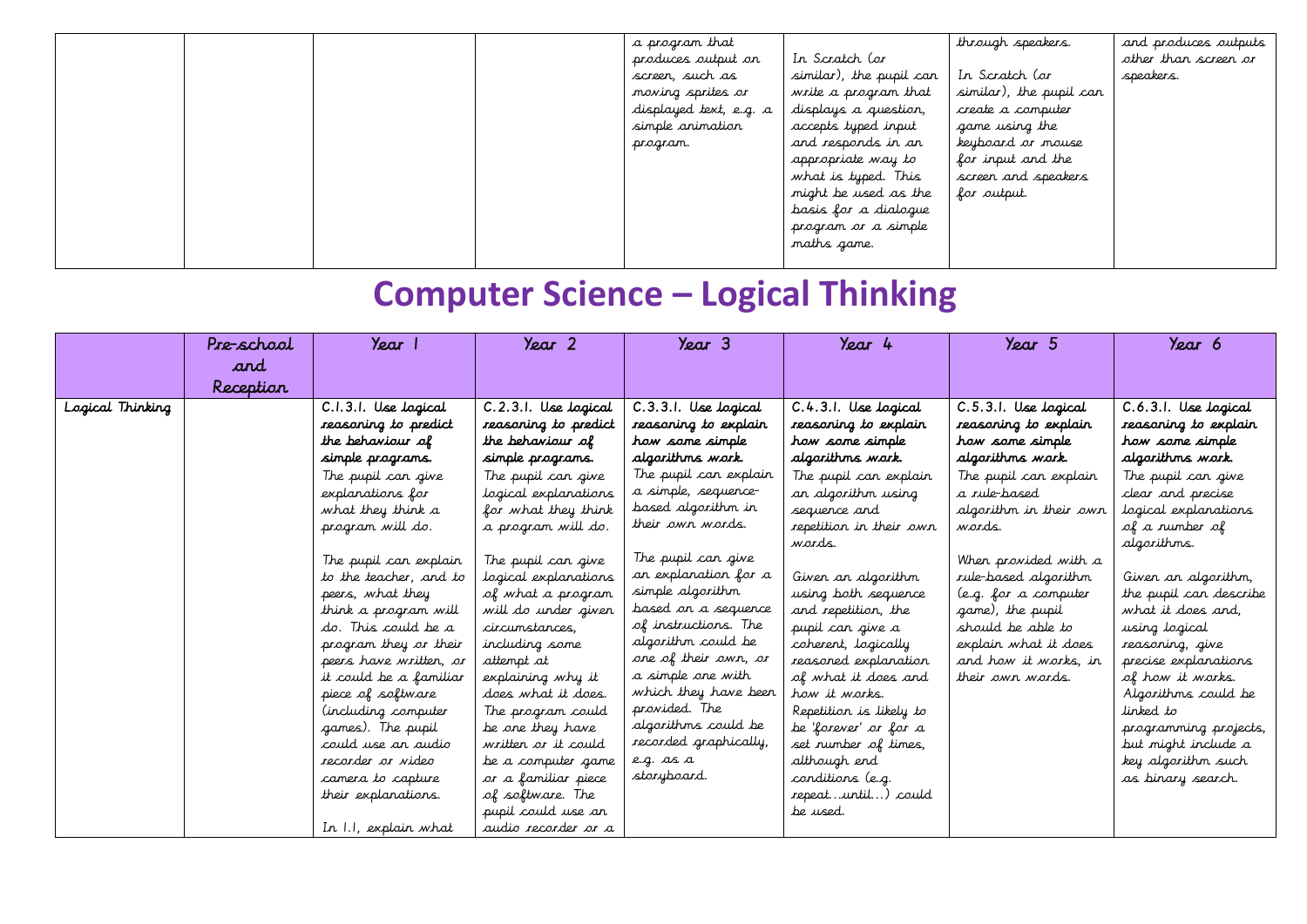| | | | | a program that produces output on screen, such as moving sprites or displayed text, e.g. a simple animation program. | In Scratch (or similar), the pupil can write a program that displays a question, accepts typed input and responds in an appropriate way to what is typed. This might be used as the basis for a dialogue program or a simple maths game. | through speakers.<br><br>In Scratch (or similar), the pupil can create a computer game using the keyboard or mouse for input and the screen and speakers for output. | and produces outputs other than screen or speakers. |
|---|---|---|---|---|---|---|---|

# Computer Science – Logical Thinking

| | Pre-school and Reception | Year 1 | Year 2 | Year 3 | Year 4 | Year 5 | Year 6 |
|---|---|---|---|---|---|---|---|
| Logical Thinking | | **C.1.3.1. Use logical reasoning to predict the behaviour of simple programs.**<br>The pupil can give explanations for what they think a program will do.<br><br>The pupil can explain to the teacher, and to peers, what they think a program will do. This could be a program they or their peers have written, or it could be a familiar piece of software (including computer games). The pupil could use an audio recorder or video camera to capture their explanations.<br><br>In 1.1, explain what | **C.2.3.1. Use logical reasoning to predict the behaviour of simple programs.**<br>The pupil can give logical explanations for what they think a program will do.<br><br>The pupil can give logical explanations of what a program will do under given circumstances, including some attempt at explaining why it does what it does. The program could be one they have written or it could be a computer game or a familiar piece of software. The pupil could use an audio recorder or a | **C.3.3.1. Use logical reasoning to explain how some simple algorithms work.**<br>The pupil can explain a simple, sequence-based algorithm in their own words.<br><br>The pupil can give an explanation for a simple algorithm based on a sequence of instructions. The algorithm could be one of their own, or a simple one with which they have been provided. The algorithms could be recorded graphically, e.g. as a storyboard. | **C.4.3.1. Use logical reasoning to explain how some simple algorithms work.**<br>The pupil can explain an algorithm using sequence and repetition in their own words.<br><br>Given an algorithm using both sequence and repetition, the pupil can give a coherent, logically reasoned explanation of what it does and how it works. Repetition is likely to be 'forever' or for a set number of times, although end conditions (e.g. repeat…until…) could be used. | **C.5.3.1. Use logical reasoning to explain how some simple algorithms work.**<br>The pupil can explain a rule-based algorithm in their own words.<br><br>When provided with a rule-based algorithm (e.g. for a computer game), the pupil should be able to explain what it does and how it works, in their own words. | **C.6.3.1. Use logical reasoning to explain how some simple algorithms work.**<br>The pupil can give clear and precise logical explanations of a number of algorithms.<br><br>Given an algorithm, the pupil can describe what it does and, using logical reasoning, give precise explanations of how it works. Algorithms could be linked to programming projects, but might include a key algorithm such as binary search. |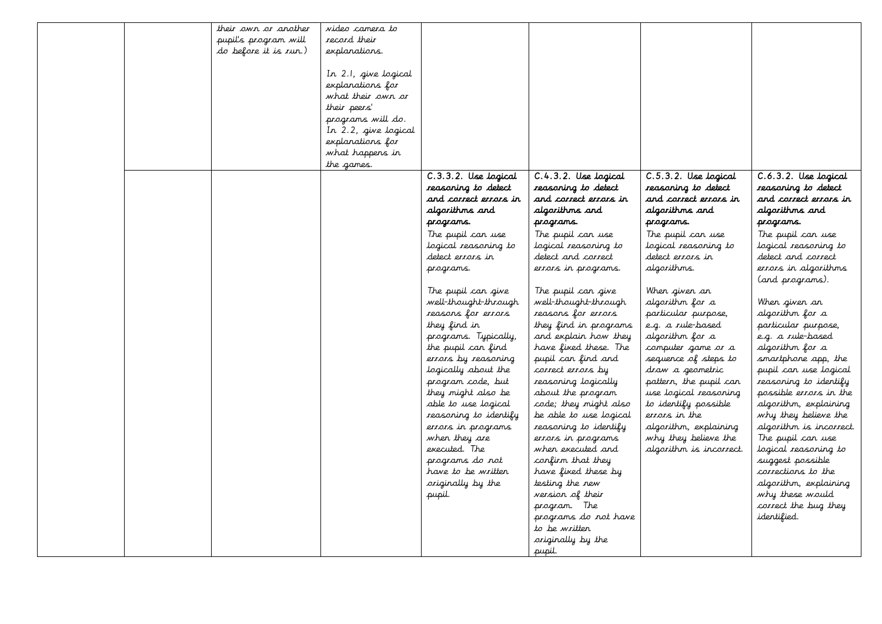| | | | | | | | |
|---|---|---|---|---|---|---|---|
| | | their own or another pupil's program will do before it is run.) | video camera to record their explanations.<br><br>In 2.1, give logical explanations for what their own or their peers' programs will do.<br>In 2.2, give logical explanations for what happens in the games. | | | | |
| | | | | **C.3.3.2. Use logical reasoning to detect and correct errors in algorithms and programs.**<br>The pupil can use logical reasoning to detect errors in programs.<br><br>The pupil can give well-thought-through reasons for errors they find in programs. Typically, the pupil can find errors by reasoning logically about the program code, but they might also be able to use logical reasoning to identify errors in programs when they are executed. The programs do not have to be written originally by the pupil. | **C.4.3.2. Use logical reasoning to detect and correct errors in algorithms and programs.**<br>The pupil can use logical reasoning to detect and correct errors in programs.<br><br>The pupil can give well-thought-through reasons for errors they find in programs and explain how they have fixed these. The pupil can find and correct errors by reasoning logically about the program code; they might also be able to use logical reasoning to identify errors in programs when executed and confirm that they have fixed these by testing the new version of their program. The programs do not have to be written originally by the pupil. | **C.5.3.2. Use logical reasoning to detect and correct errors in algorithms and programs.**<br>The pupil can use logical reasoning to detect errors in algorithms.<br><br>When given an algorithm for a particular purpose, e.g. a rule-based algorithm for a computer game or a sequence of steps to draw a geometric pattern, the pupil can use logical reasoning to identify possible errors in the algorithm, explaining why they believe the algorithm is incorrect. | **C.6.3.2. Use logical reasoning to detect and correct errors in algorithms and programs.**<br>The pupil can use logical reasoning to detect and correct errors in algorithms (and programs).<br><br>When given an algorithm for a particular purpose, e.g. a rule-based algorithm for a smartphone app, the pupil can use logical reasoning to identify possible errors in the algorithm, explaining why they believe the algorithm is incorrect. The pupil can use logical reasoning to suggest possible corrections to the algorithm, explaining why these would correct the bug they identified. |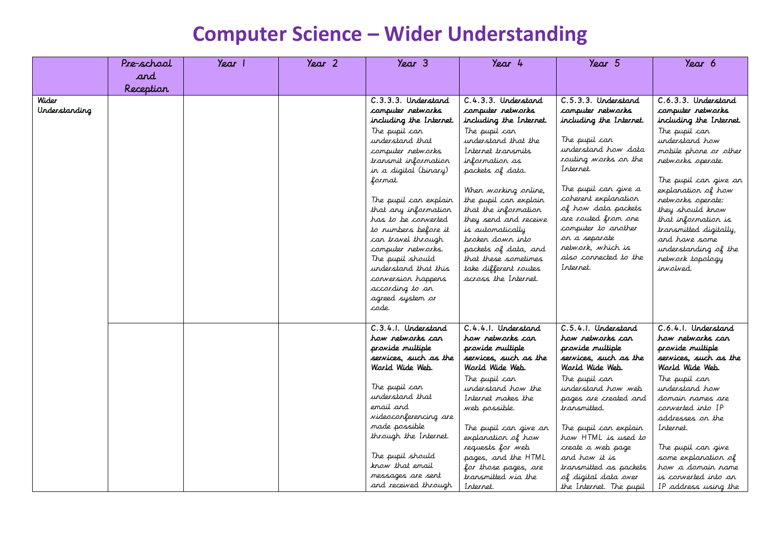# Computer Science – Wider Understanding

| | Pre-school and Reception | Year 1 | Year 2 | Year 3 | Year 4 | Year 5 | Year 6 |
|---|---|---|---|---|---|---|---|
| Wider Understanding | | | | **C.3.3.3. Understand computer networks including the Internet.** The pupil can understand that computer networks transmit information in a digital (binary) format.<br><br>The pupil can explain that any information has to be converted to numbers before it can travel through computer networks. The pupil should understand that this conversion happens according to an agreed system or code. | **C.4.3.3. Understand computer networks including the Internet.** The pupil can understand that the Internet transmits information as packets of data.<br><br>When working online, the pupil can explain that the information they send and receive is automatically broken down into packets of data, and that these sometimes take different routes across the Internet. | **C.5.3.3. Understand computer networks including the Internet.**<br><br>The pupil can understand how data routing works on the Internet.<br><br>The pupil can give a coherent explanation of how data packets are routed from one computer to another on a separate network, which is also connected to the Internet. | **C.6.3.3. Understand computer networks including the Internet.** The pupil can understand how mobile phone or other networks operate.<br><br>The pupil can give an explanation of how networks operate: they should know that information is transmitted digitally, and have some understanding of the network topology involved. |
| | | | | **C.3.4.1. Understand how networks can provide multiple services, such as the World Wide Web.**<br><br>The pupil can understand that email and videoconferencing are made possible through the Internet.<br><br>The pupil should know that email messages are sent and received through | **C.4.4.1. Understand how networks can provide multiple services, such as the World Wide Web.** The pupil can understand how the Internet makes the web possible.<br><br>The pupil can give an explanation of how requests for web pages, and the HTML for those pages, are transmitted via the Internet. | **C.5.4.1. Understand how networks can provide multiple services, such as the World Wide Web.** The pupil can understand how web pages are created and transmitted.<br><br>The pupil can explain how HTML is used to create a web page and how it is transmitted as packets of digital data over the Internet. The pupil | **C.6.4.1. Understand how networks can provide multiple services, such as the World Wide Web.** The pupil can understand how domain names are converted into IP addresses on the Internet.<br><br>The pupil can give some explanation of how a domain name is converted into an IP address using the |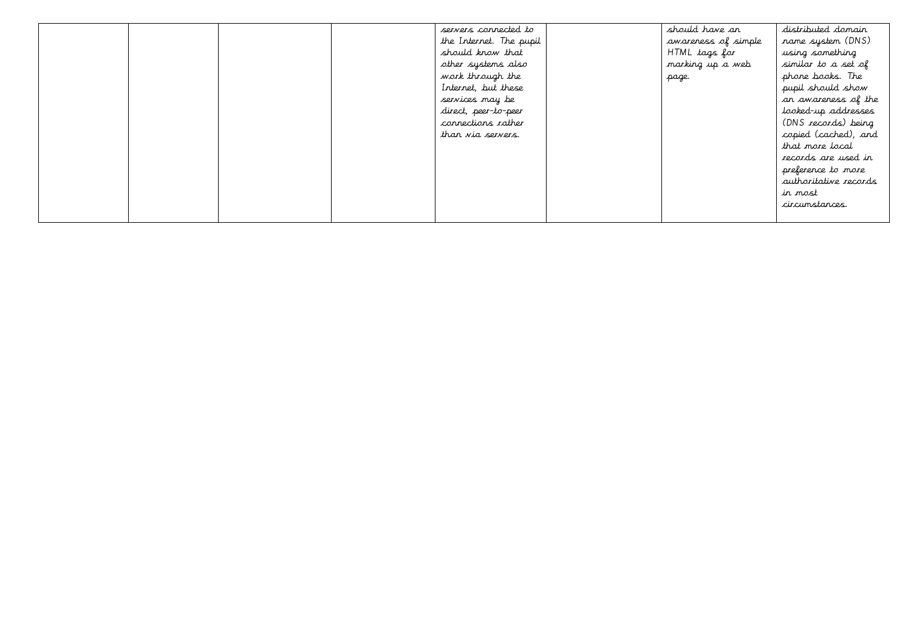| | | | | | | | |
|---|---|---|---|---|---|---|---|
| | | | | servers connected to the Internet. The pupil should know that other systems also work through the Internet, but these services may be direct, peer-to-peer connections rather than via servers. | | should have an awareness of simple HTML tags for marking up a web page. | distributed domain name system (DNS) using something similar to a set of phone books. The pupil should show an awareness of the looked-up addresses (DNS records) being copied (cached), and that more local records are used in preference to more authoritative records in most circumstances. |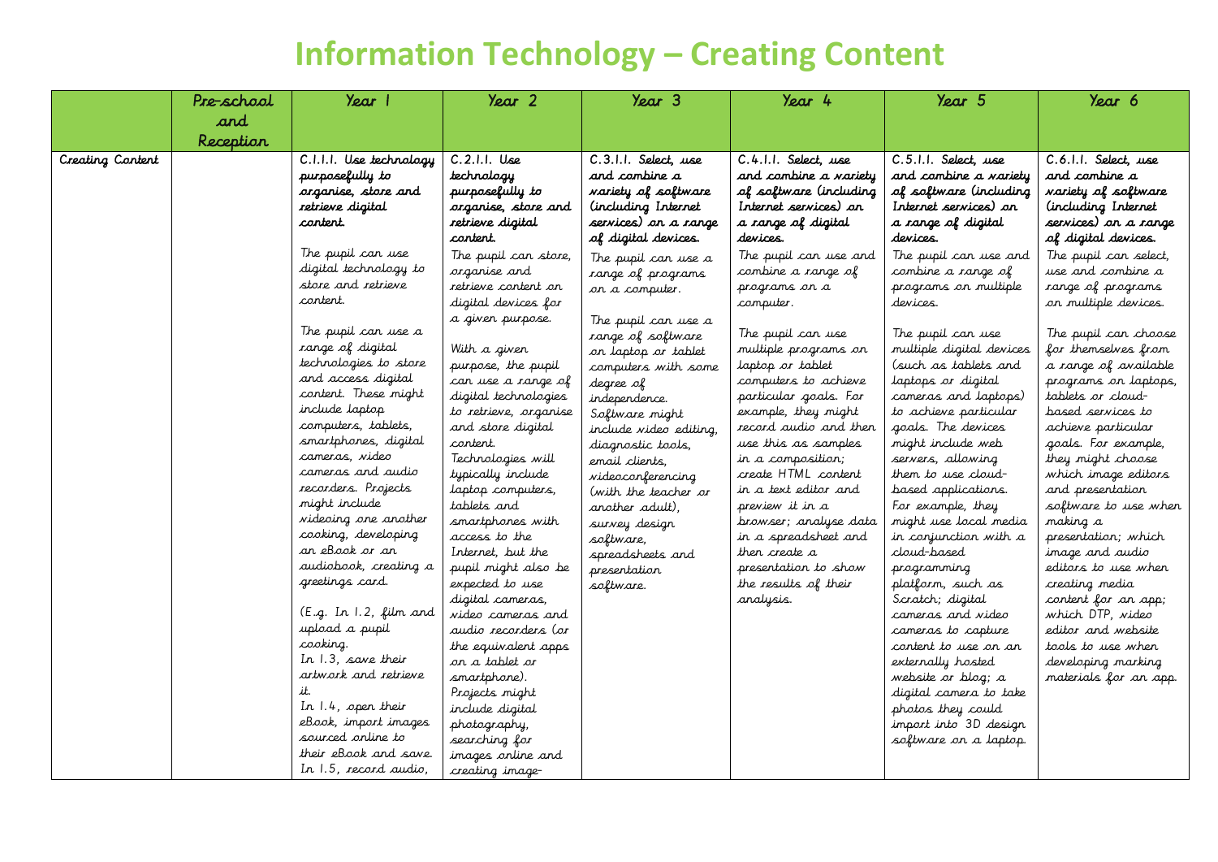# Information Technology – Creating Content

| | Pre-school and Reception | Year 1 | Year 2 | Year 3 | Year 4 | Year 5 | Year 6 |
|---|---|---|---|---|---|---|---|
| Creating Content | | **C.1.1.1. Use technology purposefully to organise, store and retrieve digital content.**<br><br>The pupil can use digital technology to store and retrieve content.<br><br>The pupil can use a range of digital technologies to store and access digital content. These might include laptop computers, tablets, smartphones, digital cameras, video cameras and audio recorders. Projects might include videoing one another cooking, developing an eBook or an audiobook, creating a greetings card.<br><br>(E.g. In 1.2, film and upload a pupil cooking.<br>In 1.3, save their artwork and retrieve it.<br>In 1.4, open their eBook, import images sourced online to their eBook and save.<br>In 1.5, record audio, | **C.2.1.1. Use technology purposefully to organise, store and retrieve digital content.**<br><br>The pupil can store, organise and retrieve content on digital devices for a given purpose.<br><br>With a given purpose, the pupil can use a range of digital technologies to retrieve, organise and store digital content.<br>Technologies will typically include laptop computers, tablets and smartphones with access to the Internet, but the pupil might also be expected to use digital cameras, video cameras and audio recorders (or the equivalent apps on a tablet or smartphone).<br>Projects might include digital photography, searching for images online and creating image- | **C.3.1.1. Select, use and combine a variety of software (including Internet services) on a range of digital devices.**<br><br>The pupil can use a range of programs on a computer.<br><br>The pupil can use a range of software on laptop or tablet computers with some degree of independence.<br>Software might include video editing, diagnostic tools, email clients, videoconferencing (with the teacher or another adult), survey design software, spreadsheets and presentation software. | **C.4.1.1. Select, use and combine a variety of software (including Internet services) on a range of digital devices.**<br><br>The pupil can use and combine a range of programs on a computer.<br><br>The pupil can use multiple programs on laptop or tablet computers to achieve particular goals. For example, they might record audio and then use this as samples in a composition; create HTML content in a text editor and preview it in a browser; analyse data in a spreadsheet and then create a presentation to show the results of their analysis. | **C.5.1.1. Select, use and combine a variety of software (including Internet services) on a range of digital devices.**<br><br>The pupil can use and combine a range of programs on multiple devices.<br><br>The pupil can use multiple digital devices (such as tablets and laptops or digital cameras and laptops) to achieve particular goals. The devices might include web servers, allowing them to use cloud-based applications. For example, they might use local media in conjunction with a cloud-based programming platform, such as Scratch; digital cameras and video cameras to capture content to use on an externally hosted website or blog; a digital camera to take photos they could import into 3D design software on a laptop. | **C.6.1.1. Select, use and combine a variety of software (including Internet services) on a range of digital devices.**<br><br>The pupil can select, use and combine a range of programs on multiple devices.<br><br>The pupil can choose for themselves from a range of available programs on laptops, tablets or cloud-based services to achieve particular goals. For example, they might choose which image editors and presentation software to use when making a presentation; which image and audio editors to use when creating media content for an app; which DTP, video editor and website tools to use when developing marking materials for an app. |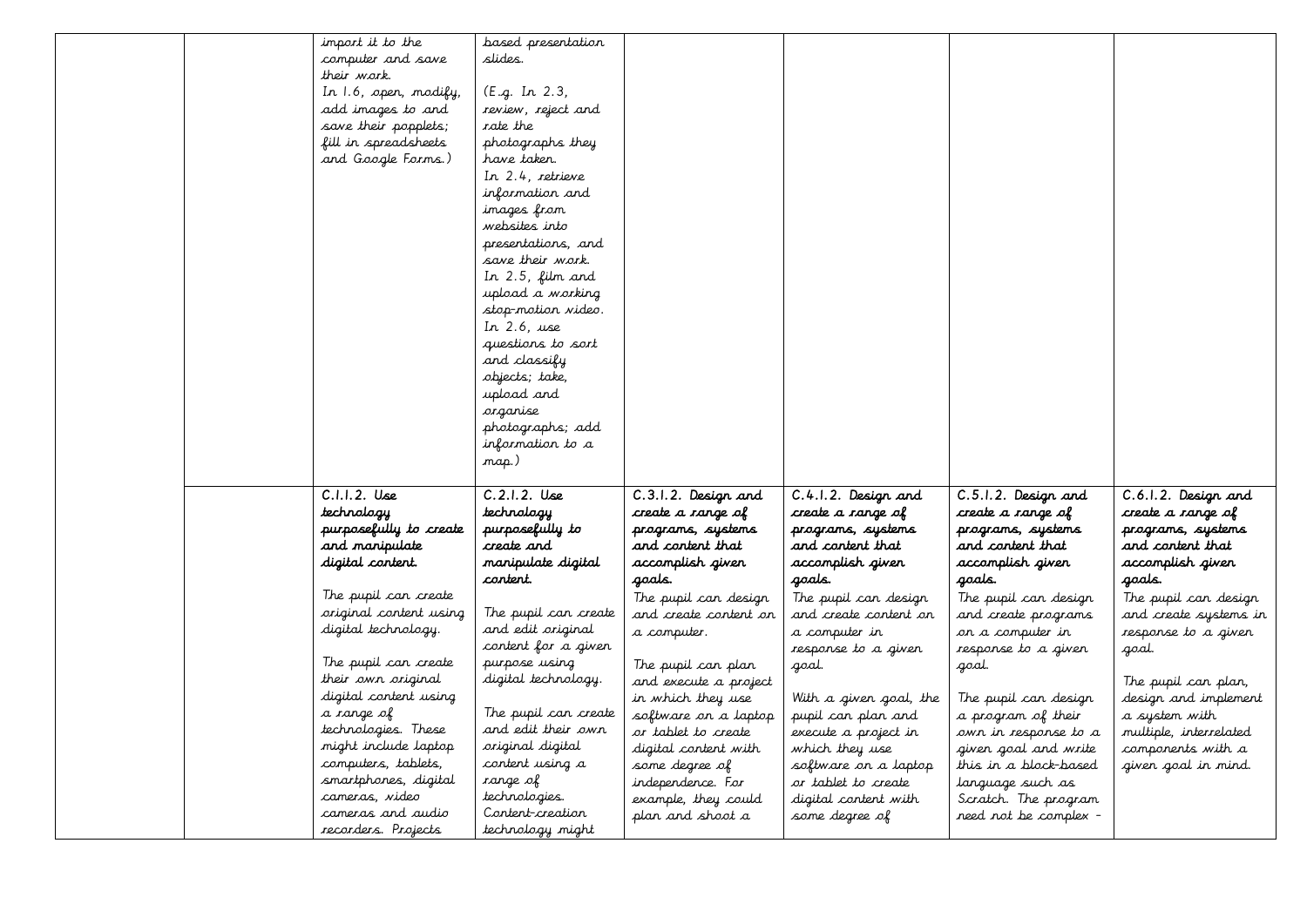| | | | | | | | |
|---|---|---|---|---|---|---|---|
| | | import it to the computer and save their work.<br>In 1.6, open, modify, add images to and save their popplets; fill in spreadsheets and Google Forms.) | based presentation slides.<br><br>(E.g. In 2.3, review, reject and rate the photographs they have taken.<br>In 2.4, retrieve information and images from websites into presentations, and save their work.<br>In 2.5, film and upload a working stop-motion video.<br>In 2.6, use questions to sort and classify objects; take, upload and organise photographs; add information to a map.) | | | | |
| | | **C.1.1.2. Use technology purposefully to create and manipulate digital content.**<br><br>The pupil can create original content using digital technology.<br><br>The pupil can create their own original digital content using a range of technologies. These might include laptop computers, tablets, smartphones, digital cameras, video cameras and audio recorders. Projects | **C.2.1.2. Use technology purposefully to create and manipulate digital content.**<br><br>The pupil can create and edit original content for a given purpose using digital technology.<br><br>The pupil can create and edit their own original digital content using a range of technologies. Content-creation technology might | **C.3.1.2. Design and create a range of programs, systems and content that accomplish given goals.**<br>The pupil can design and create content on a computer.<br><br>The pupil can plan and execute a project in which they use software on a laptop or tablet to create digital content with some degree of independence. For example, they could plan and shoot a | **C.4.1.2. Design and create a range of programs, systems and content that accomplish given goals.**<br>The pupil can design and create content on a computer in response to a given goal.<br><br>With a given goal, the pupil can plan and execute a project in which they use software on a laptop or tablet to create digital content with some degree of | **C.5.1.2. Design and create a range of programs, systems and content that accomplish given goals.**<br>The pupil can design and create programs on a computer in response to a given goal.<br><br>The pupil can design a program of their own in response to a given goal and write this in a block-based language such as Scratch. The program need not be complex - | **C.6.1.2. Design and create a range of programs, systems and content that accomplish given goals.**<br>The pupil can design and create systems in response to a given goal.<br><br>The pupil can plan, design and implement a system with multiple, interrelated components with a given goal in mind. |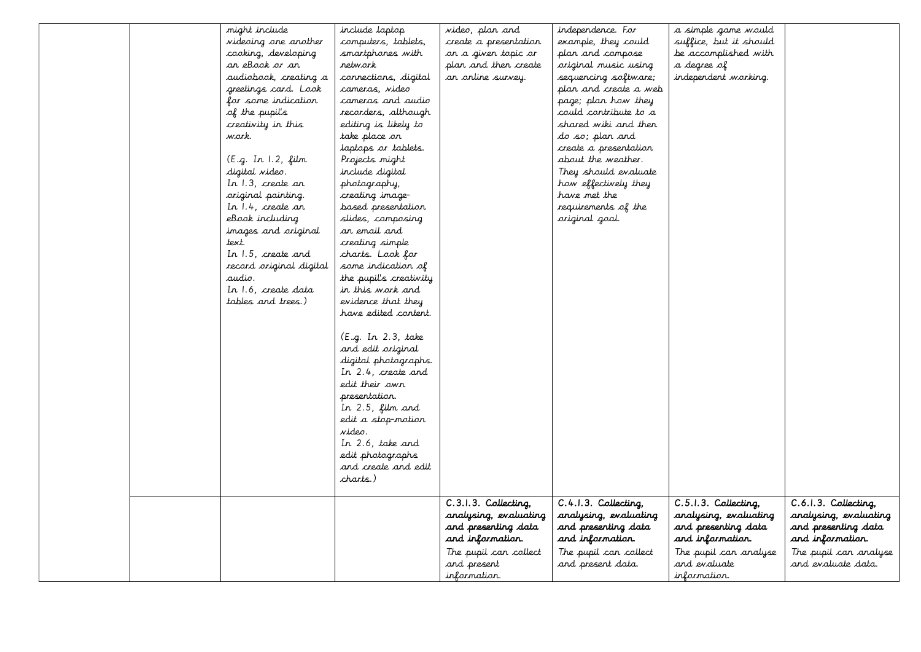| | | | | | | | |
|---|---|---|---|---|---|---|---|
| | | might include videoing one another cooking, developing an eBook or an audiobook, creating a greetings card. Look for some indication of the pupil's creativity in this work.<br><br>(E.g. In 1.2, film digital video.<br>In 1.3, create an original painting.<br>In 1.4, create an eBook including images and original text.<br>In 1.5, create and record original digital audio.<br>In 1.6, create data tables and trees.) | include laptop computers, tablets, smartphones with network connections, digital cameras, video cameras and audio recorders, although editing is likely to take place on laptops or tablets. Projects might include digital photography, creating image-based presentation slides, composing an email and creating simple charts. Look for some indication of the pupil's creativity in this work and evidence that they have edited content.<br><br>(E.g. In 2.3, take and edit original digital photographs.<br>In 2.4, create and edit their own presentation.<br>In 2.5, film and edit a stop-motion video.<br>In 2.6, take and edit photographs and create and edit charts.) | video, plan and create a presentation on a given topic or plan and then create an online survey. | independence. For example, they could plan and compose original music using sequencing software; plan and create a web page; plan how they could contribute to a shared wiki and then do so; plan and create a presentation about the weather. They should evaluate how effectively they have met the requirements of the original goal. | a simple game would suffice, but it should be accomplished with a degree of independent working. | |
| | | | | **C.3.1.3. Collecting, analysing, evaluating and presenting data and information.**<br>The pupil can collect and present information. | **C.4.1.3. Collecting, analysing, evaluating and presenting data and information.**<br>The pupil can collect and present data. | **C.5.1.3. Collecting, analysing, evaluating and presenting data and information.**<br>The pupil can analyse and evaluate information. | **C.6.1.3. Collecting, analysing, evaluating and presenting data and information.**<br>The pupil can analyse and evaluate data. |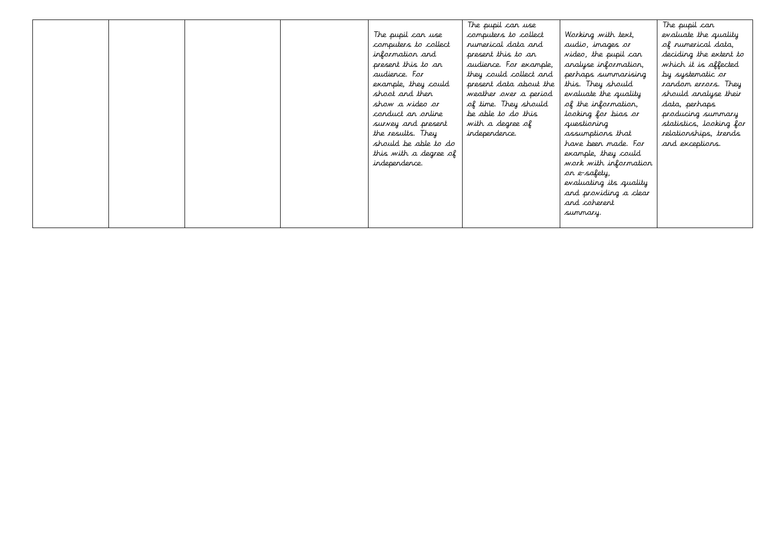| | | | | | | | |
|---|---|---|---|---|---|---|---|
| | | | | The pupil can use computers to collect information and present this to an audience. For example, they could shoot and then show a video or conduct an online survey and present the results. They should be able to do this with a degree of independence. | The pupil can use computers to collect numerical data and present this to an audience. For example, they could collect and present data about the weather over a period of time. They should be able to do this with a degree of independence. | Working with text, audio, images or video, the pupil can analyse information, perhaps summarising this. They should evaluate the quality of the information, looking for bias or questioning assumptions that have been made. For example, they could work with information on e-safety, evaluating its quality and providing a clear and coherent summary. | The pupil can evaluate the quality of numerical data, deciding the extent to which it is affected by systematic or random errors. They should analyse their data, perhaps producing summary statistics, looking for relationships, trends and exceptions. |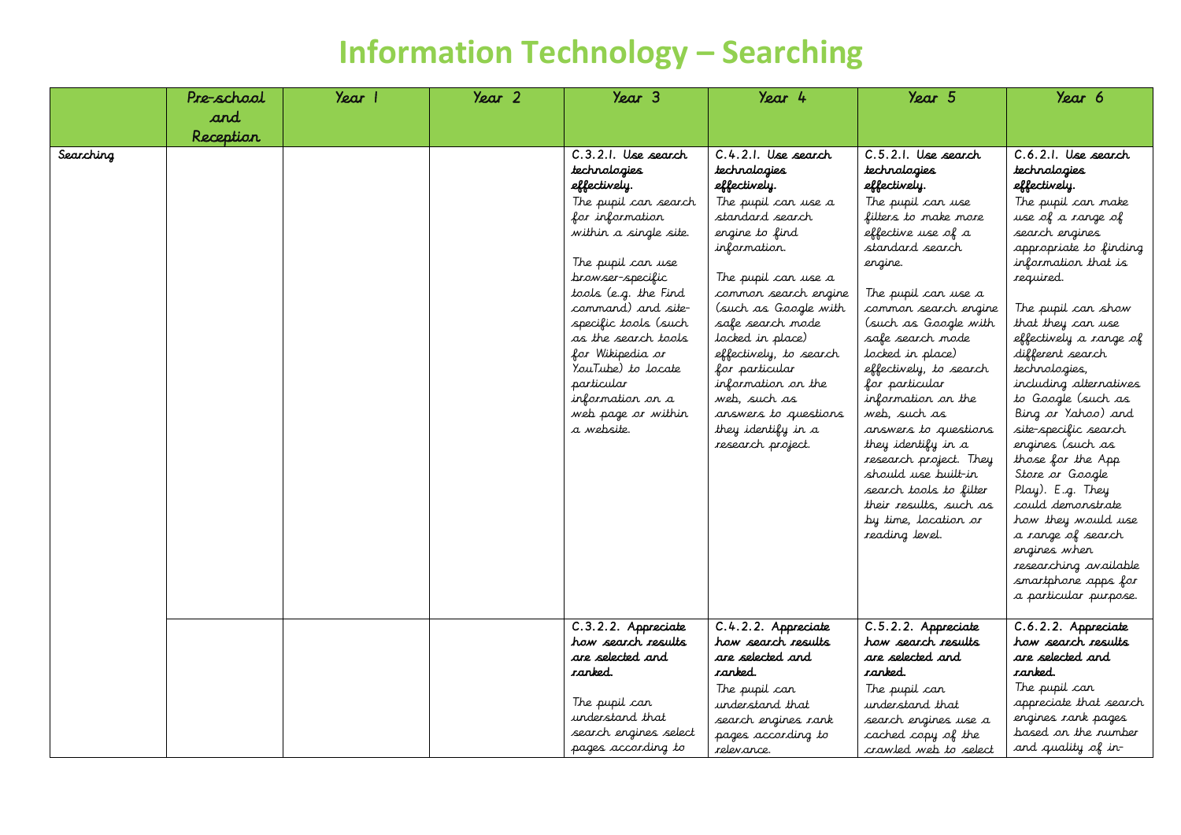# Information Technology – Searching

| | Pre-school and Reception | Year 1 | Year 2 | Year 3 | Year 4 | Year 5 | Year 6 |
|---|---|---|---|---|---|---|---|
| Searching | | | | **C.3.2.1. Use search technologies effectively.** The pupil can search for information within a single site. The pupil can use browser-specific tools (e.g. the Find command) and site-specific tools (such as the search tools for Wikipedia or YouTube) to locate particular information on a web page or within a website. | **C.4.2.1. Use search technologies effectively.** The pupil can use a standard search engine to find information. The pupil can use a common search engine (such as Google with safe search mode locked in place) effectively, to search for particular information on the web, such as answers to questions they identify in a research project. | **C.5.2.1. Use search technologies effectively.** The pupil can use filters to make more effective use of a standard search engine. The pupil can use a common search engine (such as Google with safe search mode locked in place) effectively, to search for particular information on the web, such as answers to questions they identify in a research project. They should use built-in search tools to filter their results, such as by time, location or reading level. | **C.6.2.1. Use search technologies effectively.** The pupil can make use of a range of search engines appropriate to finding information that is required. The pupil can show that they can use effectively a range of different search technologies, including alternatives to Google (such as Bing or Yahoo) and site-specific search engines (such as those for the App Store or Google Play). E.g. They could demonstrate how they would use a range of search engines when researching available smartphone apps for a particular purpose. |
| | | | | **C.3.2.2. Appreciate how search results are selected and ranked.** The pupil can understand that search engines select pages according to | **C.4.2.2. Appreciate how search results are selected and ranked.** The pupil can understand that search engines rank pages according to relevance. | **C.5.2.2. Appreciate how search results are selected and ranked.** The pupil can understand that search engines use a cached copy of the crawled web to select | **C.6.2.2. Appreciate how search results are selected and ranked.** The pupil can appreciate that search engines rank pages based on the number and quality of in- |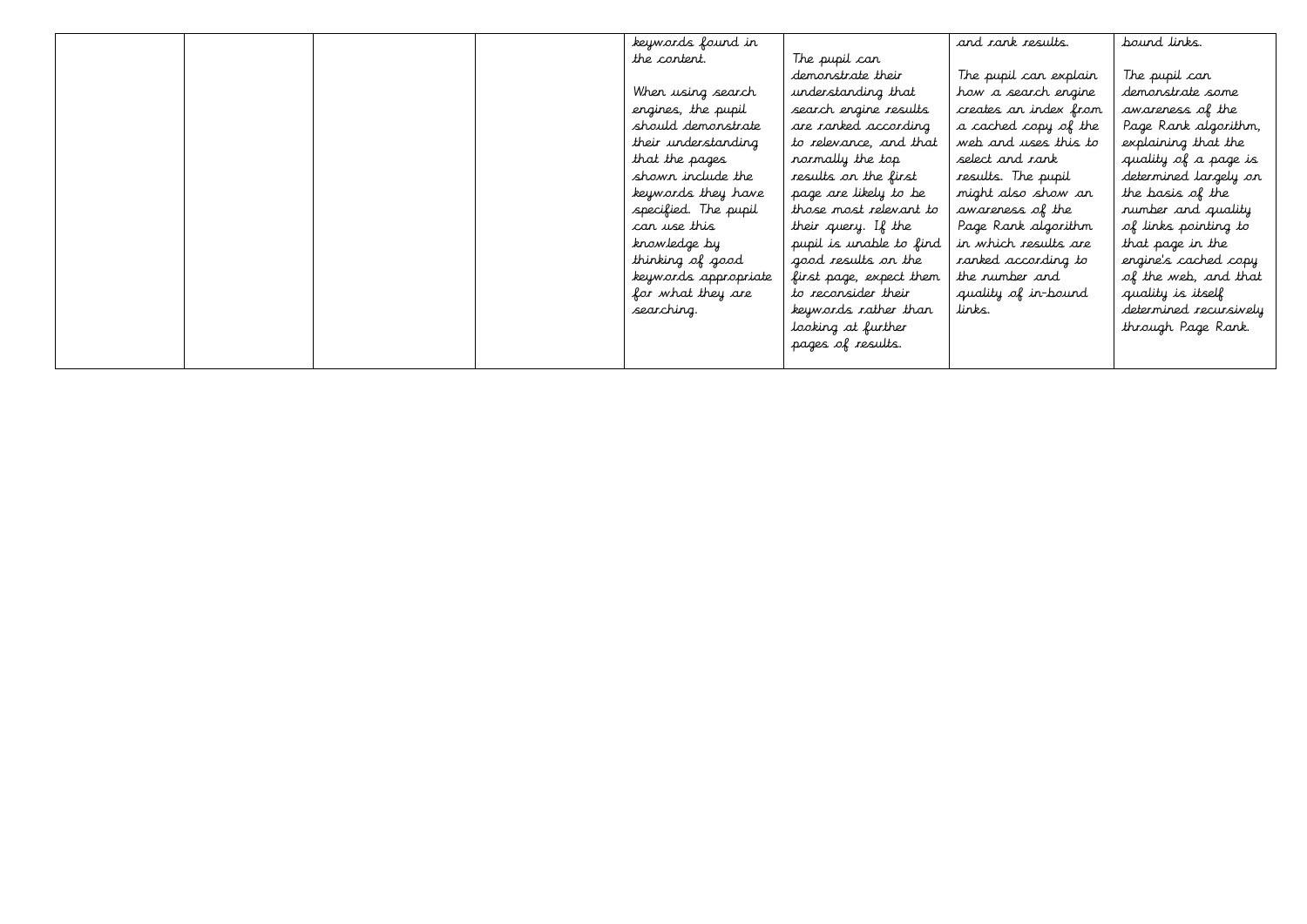|  |  |  |  | keywords found in the content.<br><br>When using search engines, the pupil should demonstrate their understanding that the pages shown include the keywords they have specified. The pupil can use this knowledge by thinking of good keywords appropriate for what they are searching. | The pupil can demonstrate their understanding that search engine results are ranked according to relevance, and that normally the top results on the first page are likely to be those most relevant to their query. If the pupil is unable to find good results on the first page, expect them to reconsider their keywords rather than looking at further pages of results. | and rank results.<br><br>The pupil can explain how a search engine creates an index from a cached copy of the web and uses this to select and rank results. The pupil might also show an awareness of the Page Rank algorithm in which results are ranked according to the number and quality of in-bound links. | bound links.<br><br>The pupil can demonstrate some awareness of the Page Rank algorithm, explaining that the quality of a page is determined largely on the basis of the number and quality of links pointing to that page in the engine's cached copy of the web, and that quality is itself determined recursively through Page Rank. |
|---|---|---|---|---|---|---|---|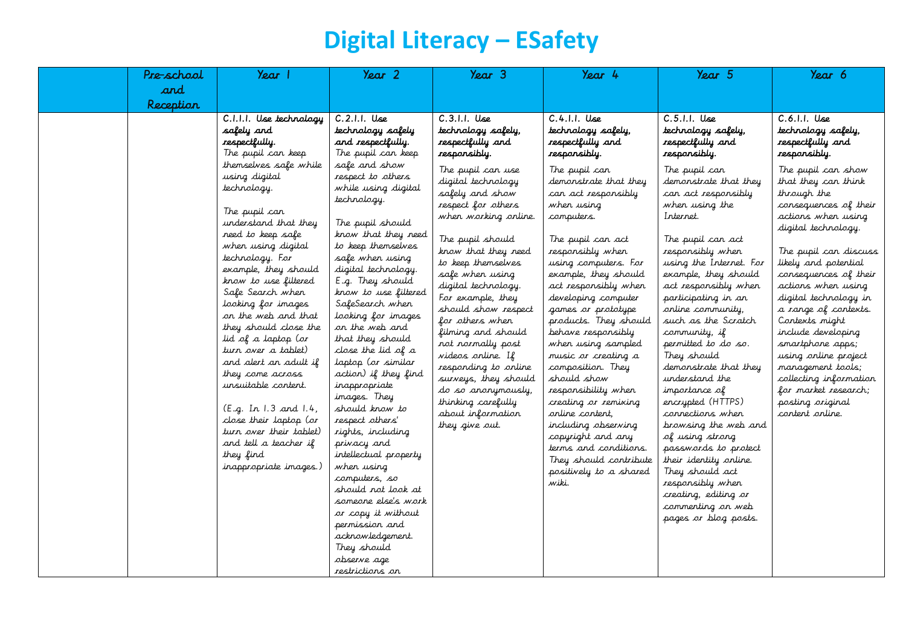# Digital Literacy – ESafety

| | Pre-school and Reception | Year 1 | Year 2 | Year 3 | Year 4 | Year 5 | Year 6 |
|---|---|---|---|---|---|---|---|
| | | **C.1.1.1. Use technology safely and respectfully.** The pupil can keep themselves safe while using digital technology.<br><br>The pupil can understand that they need to keep safe when using digital technology. For example, they should know to use filtered Safe Search when looking for images on the web and that they should close the lid of a laptop (or turn over a tablet) and alert an adult if they come across unsuitable content.<br><br>(E.g. In 1.3 and 1.4, close their laptop (or turn over their tablet) and tell a teacher if they find inappropriate images.) | **C.2.1.1. Use technology safely and respectfully.** The pupil can keep safe and show respect to others while using digital technology.<br><br>The pupil should know that they need to keep themselves safe when using digital technology. E.g. They should know to use filtered SafeSearch when looking for images on the web and that they should close the lid of a laptop (or similar action) if they find inappropriate images. They should know to respect others' rights, including privacy and intellectual property when using computers, so should not look at someone else's work or copy it without permission and acknowledgement. They should observe age restrictions on | **C.3.1.1. Use technology safely, respectfully and responsibly.**<br><br>The pupil can use digital technology safely and show respect for others when working online.<br><br>The pupil should know that they need to keep themselves safe when using digital technology. For example, they should show respect for others when filming and should not normally post videos online. If responding to online surveys, they should do so anonymously, thinking carefully about information they give out. | **C.4.1.1. Use technology safely, respectfully and responsibly.**<br><br>The pupil can demonstrate that they can act responsibly when using computers.<br><br>The pupil can act responsibly when using computers. For example, they should act responsibly when developing computer games or prototype products. They should behave responsibly when using sampled music or creating a composition. They should show responsibility when creating or remixing online content, including observing copyright and any terms and conditions. They should contribute positively to a shared wiki. | **C.5.1.1. Use technology safely, respectfully and responsibly.**<br><br>The pupil can demonstrate that they can act responsibly when using the Internet.<br><br>The pupil can act responsibly when using the Internet. For example, they should act responsibly when participating in an online community, such as the Scratch community, if permitted to do so. They should demonstrate that they understand the importance of encrypted (HTTPS) connections when browsing the web and of using strong passwords to protect their identity online. They should act responsibly when creating, editing or commenting on web pages or blog posts. | **C.6.1.1. Use technology safely, respectfully and responsibly.**<br><br>The pupil can show that they can think through the consequences of their actions when using digital technology.<br><br>The pupil can discuss likely and potential consequences of their actions when using digital technology in a range of contexts. Contexts might include developing smartphone apps; using online project management tools; collecting information for market research; posting original content online. |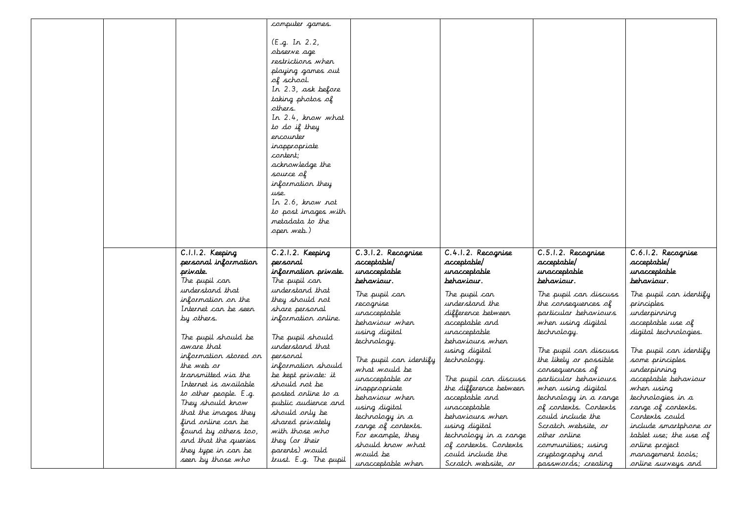| | | | | | | | |
|---|---|---|---|---|---|---|---|
| | | | computer games. (E.g. In 2.2, observe age restrictions when playing games out of school. In 2.3, ask before taking photos of others. In 2.4, know what to do if they encounter inappropriate content; acknowledge the source of information they use. In 2.6, know not to post images with metadata to the open web.) | | | | |
| | | **C.1.1.2. Keeping personal information private.** The pupil can understand that information on the Internet can be seen by others. The pupil should be aware that information stored on the web or transmitted via the Internet is available to other people. E.g. They should know that the images they find online can be found by others too, and that the queries they type in can be seen by those who | **C.2.1.2. Keeping personal information private.** The pupil can understand that they should not share personal information online. The pupil should understand that personal information should be kept private: it should not be posted online to a public audience and should only be shared privately with those who they (or their parents) would trust. E.g. The pupil | **C.3.1.2. Recognise acceptable/ unacceptable behaviour.** The pupil can recognise unacceptable behaviour when using digital technology. The pupil can identify what would be unacceptable or inappropriate behaviour when using digital technology in a range of contexts. For example, they should know what would be unacceptable when | **C.4.1.2. Recognise acceptable/ unacceptable behaviour.** The pupil can understand the difference between acceptable and unacceptable behaviours when using digital technology. The pupil can discuss the difference between acceptable and unacceptable behaviours when using digital technology in a range of contexts. Contexts could include the Scratch website, or | **C.5.1.2. Recognise acceptable/ unacceptable behaviour.** The pupil can discuss the consequences of particular behaviours when using digital technology. The pupil can discuss the likely or possible consequences of particular behaviours when using digital technology in a range of contexts. Contexts could include the Scratch website, or other online communities; using cryptography and passwords; creating | **C.6.1.2. Recognise acceptable/ unacceptable behaviour.** The pupil can identify principles underpinning acceptable use of digital technologies. The pupil can identify some principles underpinning acceptable behaviour when using technologies in a range of contexts. Contexts could include smartphone or tablet use; the use of online project management tools; online surveys and |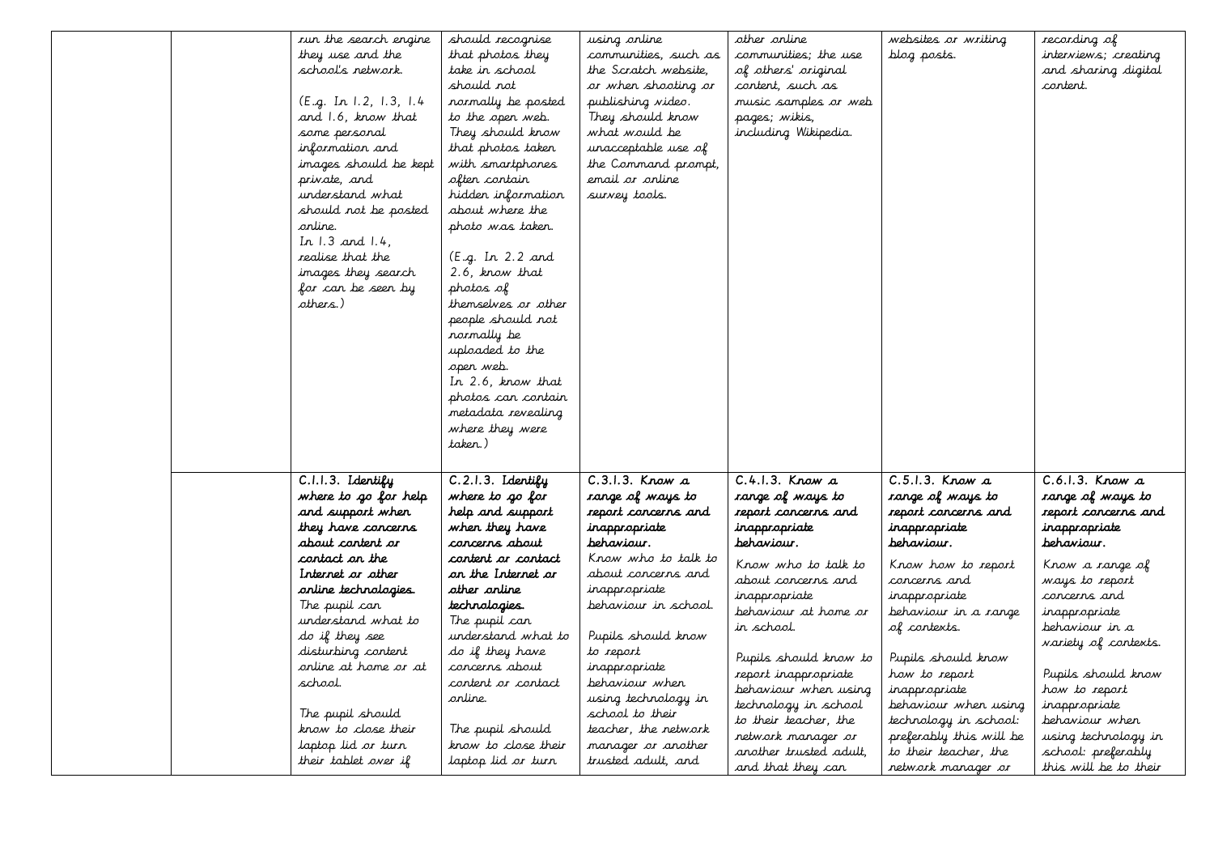| | | | | | | | |
|---|---|---|---|---|---|---|---|
| | | run the search engine they use and the school's network.<br><br>(E.g. In 1.2, 1.3, 1.4 and 1.6, know that some personal information and images should be kept private, and understand what should not be posted online.<br>In 1.3 and 1.4, realise that the images they search for can be seen by others.) | should recognise that photos they take in school should not normally be posted to the open web. They should know that photos taken with smartphones often contain hidden information about where the photo was taken.<br><br>(E.g. In 2.2 and 2.6, know that photos of themselves or other people should not normally be uploaded to the open web.<br>In 2.6, know that photos can contain metadata revealing where they were taken.) | using online communities, such as the Scratch website, or when shooting or publishing video. They should know what would be unacceptable use of the Command prompt, email or online survey tools. | other online communities; the use of others' original content, such as music samples or web pages; wikis, including Wikipedia. | websites or writing blog posts. | recording of interviews; creating and sharing digital content. |
| | | **C.1.1.3. Identify where to go for help and support when they have concerns about content or contact on the Internet or other online technologies.**<br>The pupil can understand what to do if they see disturbing content online at home or at school.<br><br>The pupil should know to close their laptop lid or turn their tablet over if | **C.2.1.3. Identify where to go for help and support when they have concerns about content or contact on the Internet or other online technologies.**<br>The pupil can understand what to do if they have concerns about content or contact online.<br><br>The pupil should know to close their laptop lid or turn | **C.3.1.3. Know a range of ways to report concerns and inappropriate behaviour.**<br>Know who to talk to about concerns and inappropriate behaviour in school.<br><br>Pupils should know to report inappropriate behaviour when using technology in school to their teacher, the network manager or another trusted adult, and | **C.4.1.3. Know a range of ways to report concerns and inappropriate behaviour.**<br>Know who to talk to about concerns and inappropriate behaviour at home or in school.<br><br>Pupils should know to report inappropriate behaviour when using technology in school to their teacher, the network manager or another trusted adult, and that they can | **C.5.1.3. Know a range of ways to report concerns and inappropriate behaviour.**<br>Know how to report concerns and inappropriate behaviour in a range of contexts.<br><br>Pupils should know how to report inappropriate behaviour when using technology in school: preferably this will be to their teacher, the network manager or | **C.6.1.3. Know a range of ways to report concerns and inappropriate behaviour.**<br>Know a range of ways to report concerns and inappropriate behaviour in a variety of contexts.<br><br>Pupils should know how to report inappropriate behaviour when using technology in school: preferably this will be to their |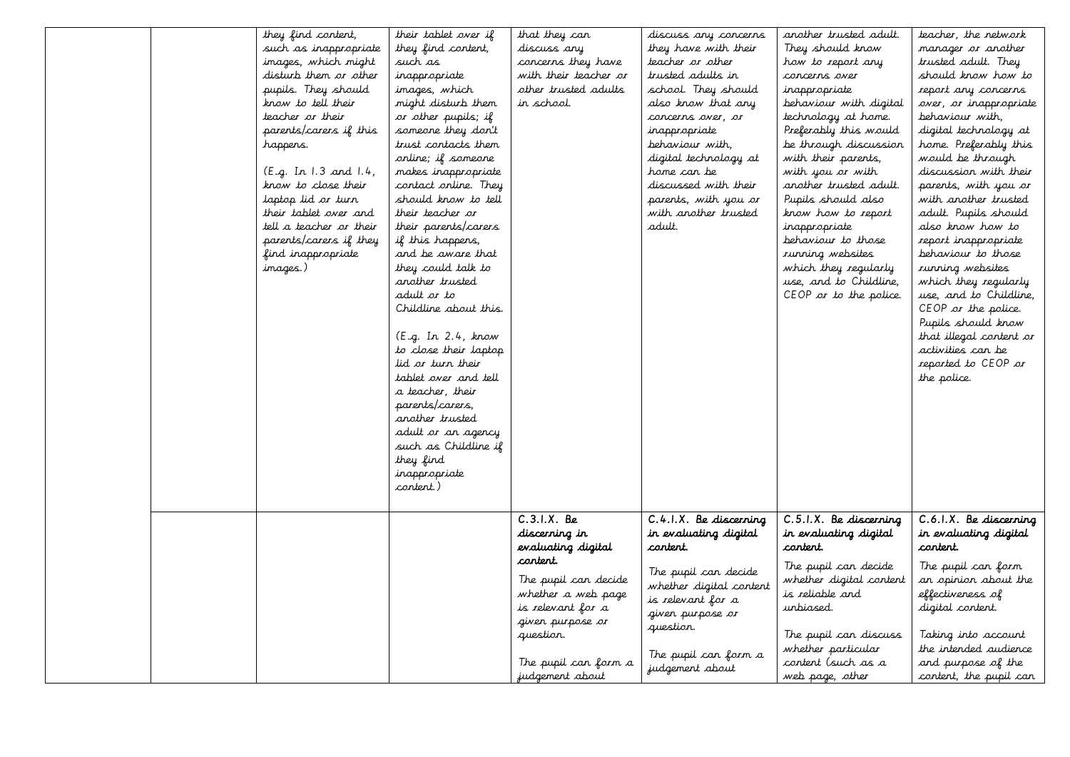| | | | | | | | |
|---|---|---|---|---|---|---|---|
| | | they find content, such as inappropriate images, which might disturb them or other pupils. They should know to tell their teacher or their parents/carers if this happens.<br><br>(E.g. In 1.3 and 1.4, know to close their laptop lid or turn their tablet over and tell a teacher or their parents/carers if they find inappropriate images.) | their tablet over if they find content, such as inappropriate images, which might disturb them or other pupils; if someone they don't trust contacts them online; if someone makes inappropriate contact online. They should know to tell their teacher or their parents/carers if this happens, and be aware that they could talk to another trusted adult or to Childline about this.<br><br>(E.g. In 2.4, know to close their laptop lid or turn their tablet over and tell a teacher, their parents/carers, another trusted adult or an agency such as Childline if they find inappropriate content.) | that they can discuss any concerns they have with their teacher or other trusted adults in school. | discuss any concerns they have with their teacher or other trusted adults in school. They should also know that any concerns over, or inappropriate behaviour with, digital technology at home can be discussed with their parents, with you or with another trusted adult. | another trusted adult. They should know how to report any concerns over inappropriate behaviour with digital technology at home. Preferably this would be through discussion with their parents, with you or with another trusted adult. Pupils should also know how to report inappropriate behaviour to those running websites which they regularly use, and to Childline, CEOP or to the police. | teacher, the network manager or another trusted adult. They should know how to report any concerns over, or inappropriate behaviour with, digital technology at home. Preferably this would be through discussion with their parents, with you or with another trusted adult. Pupils should also know how to report inappropriate behaviour to those running websites which they regularly use, and to Childline, CEOP or the police. Pupils should know that illegal content or activities can be reported to CEOP or the police. |
| | | | | **C.3.1.X. Be discerning in evaluating digital content.**<br><br>The pupil can decide whether a web page is relevant for a given purpose or question.<br><br>The pupil can form a judgement about | **C.4.1.X. Be discerning in evaluating digital content.**<br><br>The pupil can decide whether digital content is relevant for a given purpose or question.<br><br>The pupil can form a judgement about | **C.5.1.X. Be discerning in evaluating digital content.**<br><br>The pupil can decide whether digital content is reliable and unbiased.<br><br>The pupil can discuss whether particular content (such as a web page, other | **C.6.1.X. Be discerning in evaluating digital content.**<br><br>The pupil can form an opinion about the effectiveness of digital content.<br><br>Taking into account the intended audience and purpose of the content, the pupil can |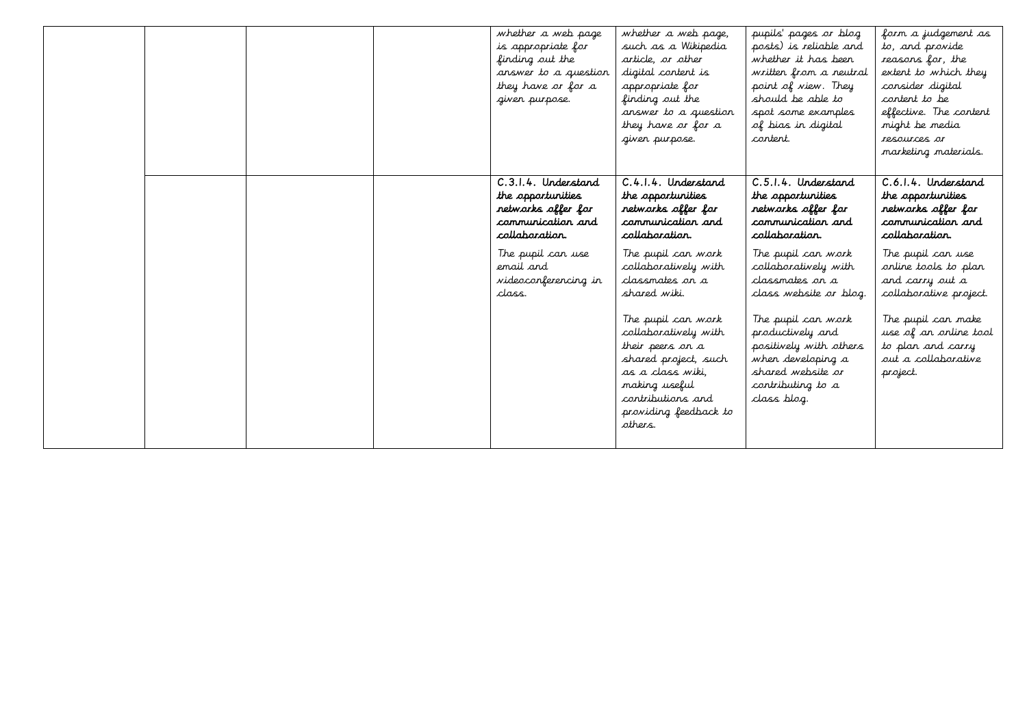| | | | | | | | |
|---|---|---|---|---|---|---|---|
| | | | | whether a web page is appropriate for finding out the answer to a question they have or for a given purpose. | whether a web page, such as a Wikipedia article, or other digital content is appropriate for finding out the answer to a question they have or for a given purpose. | pupils' pages or blog posts) is reliable and whether it has been written from a neutral point of view. They should be able to spot some examples of bias in digital content. | form a judgement as to, and provide reasons for, the extent to which they consider digital content to be effective. The content might be media resources or marketing materials. |
| | | | | C.3.1.4. **Understand the opportunities networks offer for communication and collaboration.**<br><br>The pupil can use email and videoconferencing in class. | C.4.1.4. **Understand the opportunities networks offer for communication and collaboration.**<br><br>The pupil can work collaboratively with classmates on a shared wiki.<br><br>The pupil can work collaboratively with their peers on a shared project, such as a class wiki, making useful contributions and providing feedback to others. | C.5.1.4. **Understand the opportunities networks offer for communication and collaboration.**<br><br>The pupil can work collaboratively with classmates on a class website or blog.<br><br>The pupil can work productively and positively with others when developing a shared website or contributing to a class blog. | C.6.1.4. **Understand the opportunities networks offer for communication and collaboration.**<br><br>The pupil can use online tools to plan and carry out a collaborative project.<br><br>The pupil can make use of an online tool to plan and carry out a collaborative project. |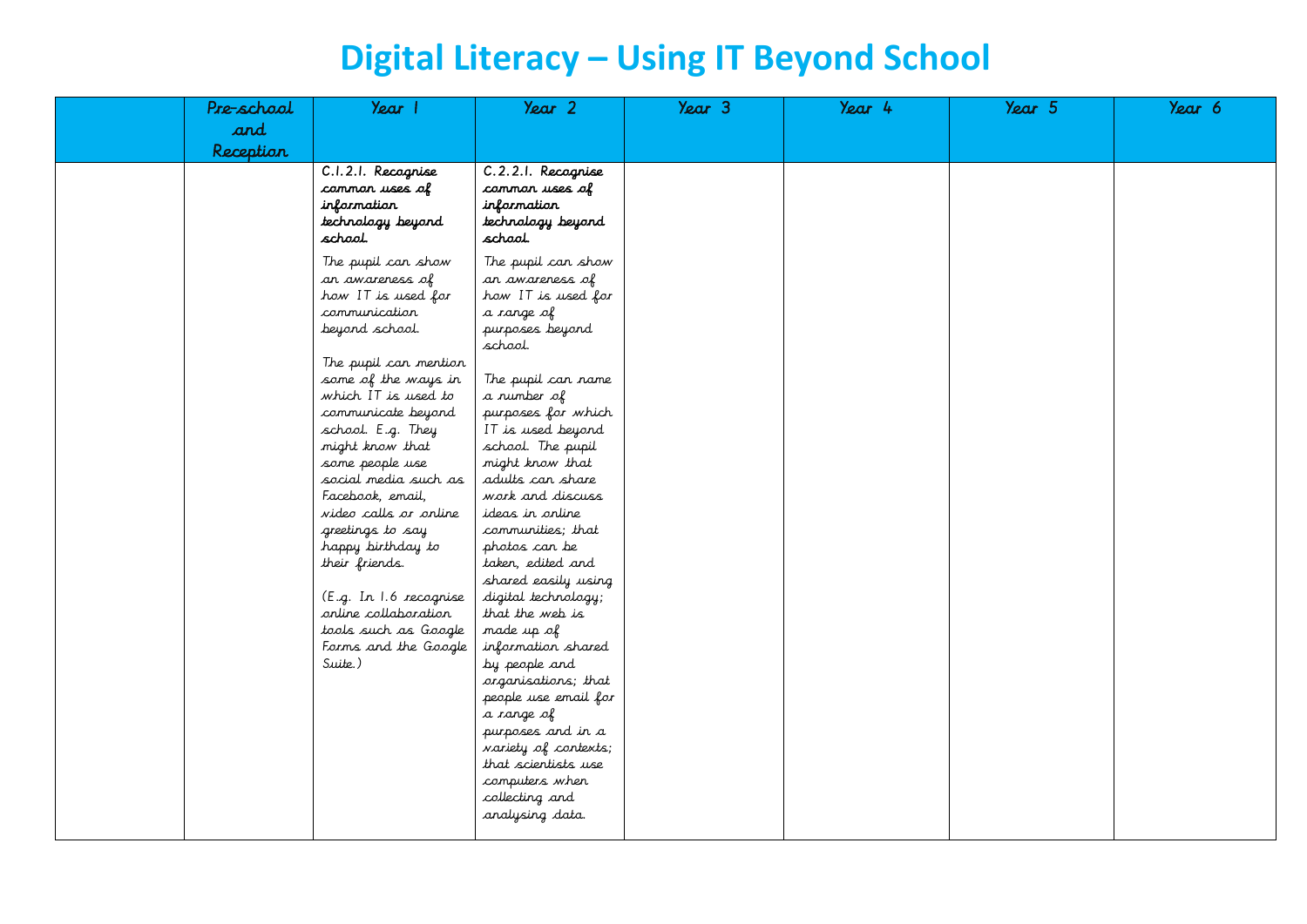# Digital Literacy – Using IT Beyond School

| | Pre-school and Reception | Year 1 | Year 2 | Year 3 | Year 4 | Year 5 | Year 6 |
|---|---|---|---|---|---|---|---|
| | | **C.1.2.1. Recognise common uses of information technology beyond school.**<br><br>The pupil can show an awareness of how IT is used for communication beyond school.<br><br>The pupil can mention some of the ways in which IT is used to communicate beyond school. E.g. They might know that some people use social media such as Facebook, email, video calls or online greetings to say happy birthday to their friends.<br><br>(E.g. In 1.6 recognise online collaboration tools such as Google Forms and the Google Suite.) | **C.2.2.1. Recognise common uses of information technology beyond school.**<br><br>The pupil can show an awareness of how IT is used for a range of purposes beyond school.<br><br>The pupil can name a number of purposes for which IT is used beyond school. The pupil might know that adults can share work and discuss ideas in online communities; that photos can be taken, edited and shared easily using digital technology; that the web is made up of information shared by people and organisations; that people use email for a range of purposes and in a variety of contexts; that scientists use computers when collecting and analysing data. | | | | |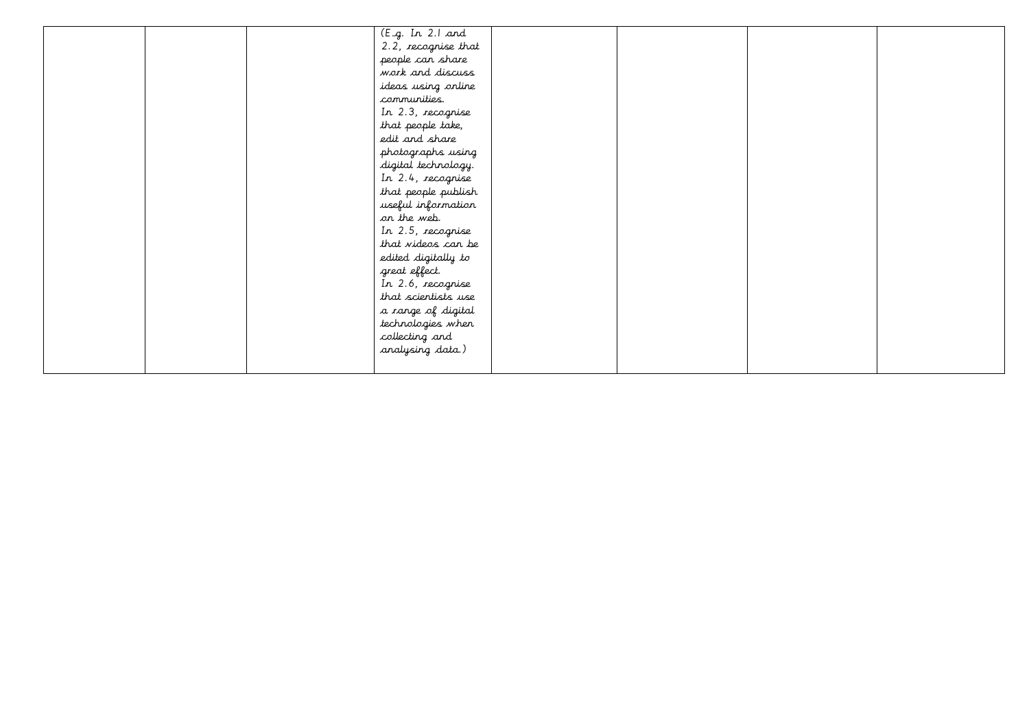| | | | | | | | |
|---|---|---|---|---|---|---|---|
| | | | (E.g. In 2.1 and 2.2, recognise that people can share work and discuss ideas using online communities.<br>In 2.3, recognise that people take, edit and share photographs using digital technology.<br>In 2.4, recognise that people publish useful information on the web.<br>In 2.5, recognise that videos can be edited digitally to great effect.<br>In 2.6, recognise that scientists use a range of digital technologies when collecting and analysing data.) | | | | |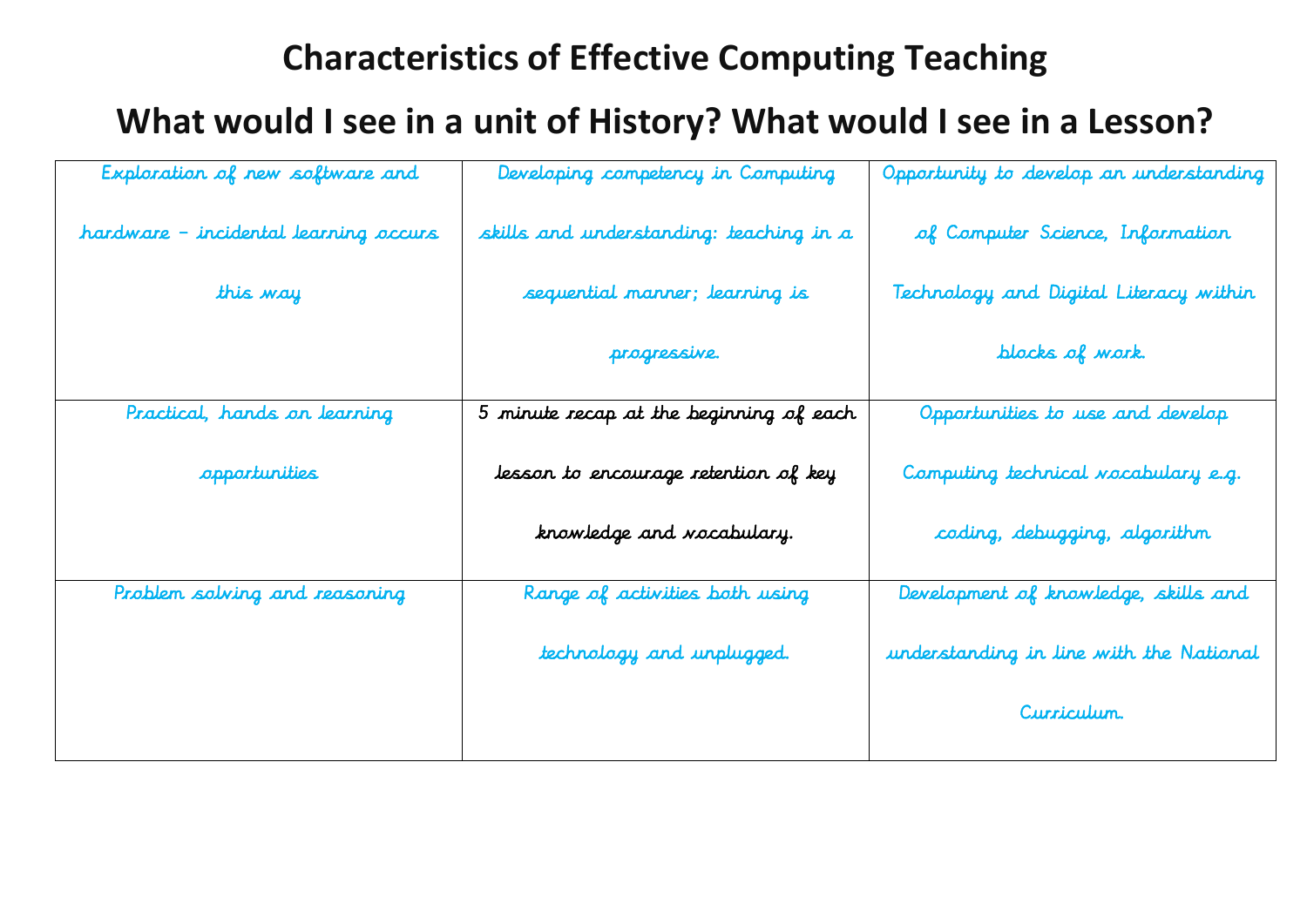# Characteristics of Effective Computing Teaching

## What would I see in a unit of History? What would I see in a Lesson?

| | | |
|---|---|---|
| Exploration of new software and hardware – incidental learning occurs this way | Developing competency in Computing skills and understanding: teaching in a sequential manner; learning is progressive. | Opportunity to develop an understanding of Computer Science, Information Technology and Digital Literacy within blocks of work. |
| Practical, hands on learning opportunities | 5 minute recap at the beginning of each lesson to encourage retention of key knowledge and vocabulary. | Opportunities to use and develop Computing technical vocabulary e.g. coding, debugging, algorithm |
| Problem solving and reasoning | Range of activities both using technology and unplugged. | Development of knowledge, skills and understanding in line with the National Curriculum. |